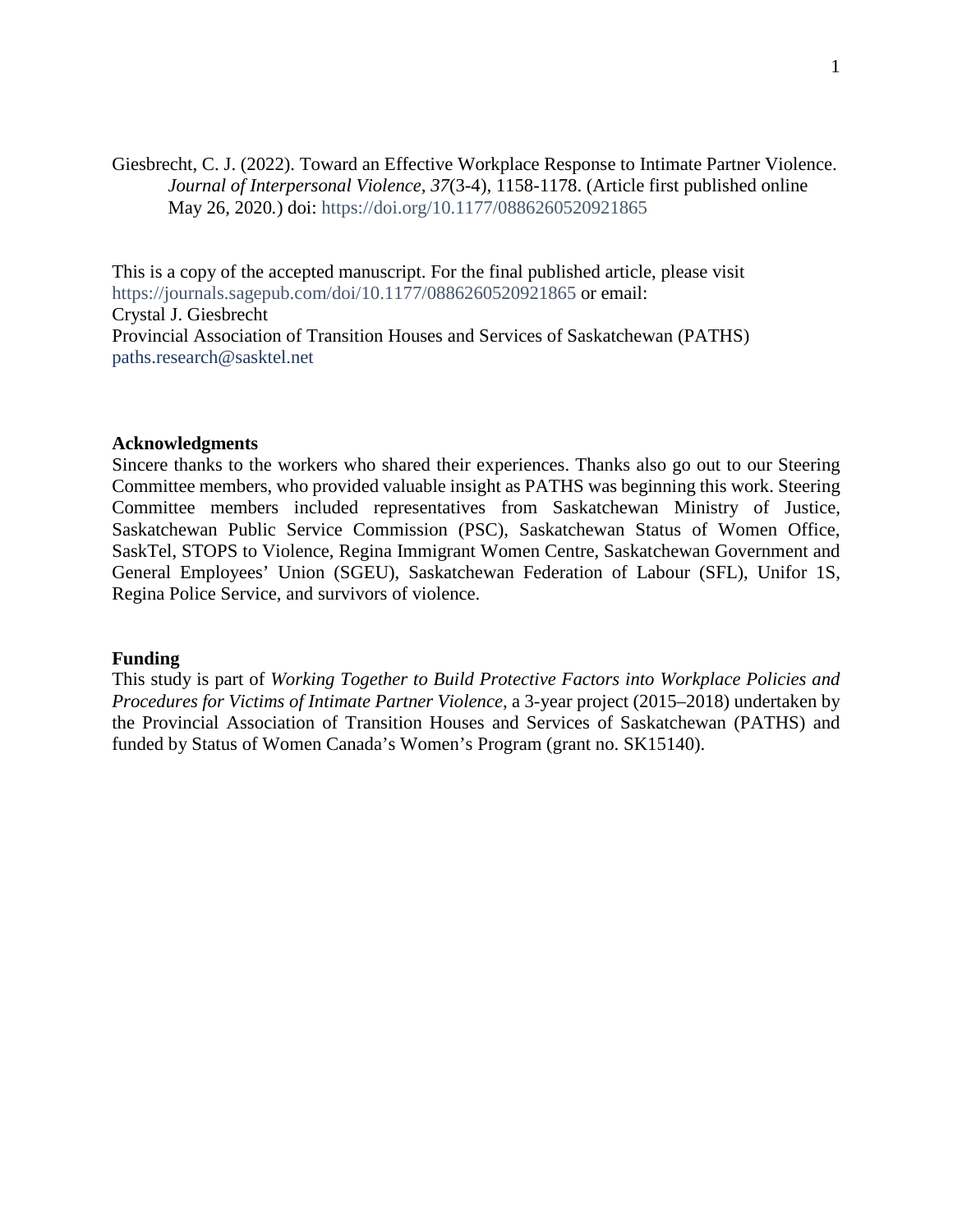Giesbrecht, C. J. (2022). Toward an Effective Workplace Response to Intimate Partner Violence. *Journal of Interpersonal Violence, 37*(3-4), 1158-1178. (Article first published online May 26, 2020.) doi: https://doi.org/10.1177/0886260520921865

This is a copy of the accepted manuscript. For the final published article, please visit https://journals.sagepub.com/doi/10.1177/0886260520921865 or email:
Crystal J. Giesbrecht
Provincial Association of Transition Houses and Services of Saskatchewan (PATHS)
paths.research@sasktel.net

**Acknowledgments**

Sincere thanks to the workers who shared their experiences. Thanks also go out to our Steering Committee members, who provided valuable insight as PATHS was beginning this work. Steering Committee members included representatives from Saskatchewan Ministry of Justice, Saskatchewan Public Service Commission (PSC), Saskatchewan Status of Women Office, SaskTel, STOPS to Violence, Regina Immigrant Women Centre, Saskatchewan Government and General Employees' Union (SGEU), Saskatchewan Federation of Labour (SFL), Unifor 1S, Regina Police Service, and survivors of violence.

**Funding**

This study is part of *Working Together to Build Protective Factors into Workplace Policies and Procedures for Victims of Intimate Partner Violence*, a 3-year project (2015–2018) undertaken by the Provincial Association of Transition Houses and Services of Saskatchewan (PATHS) and funded by Status of Women Canada's Women's Program (grant no. SK15140).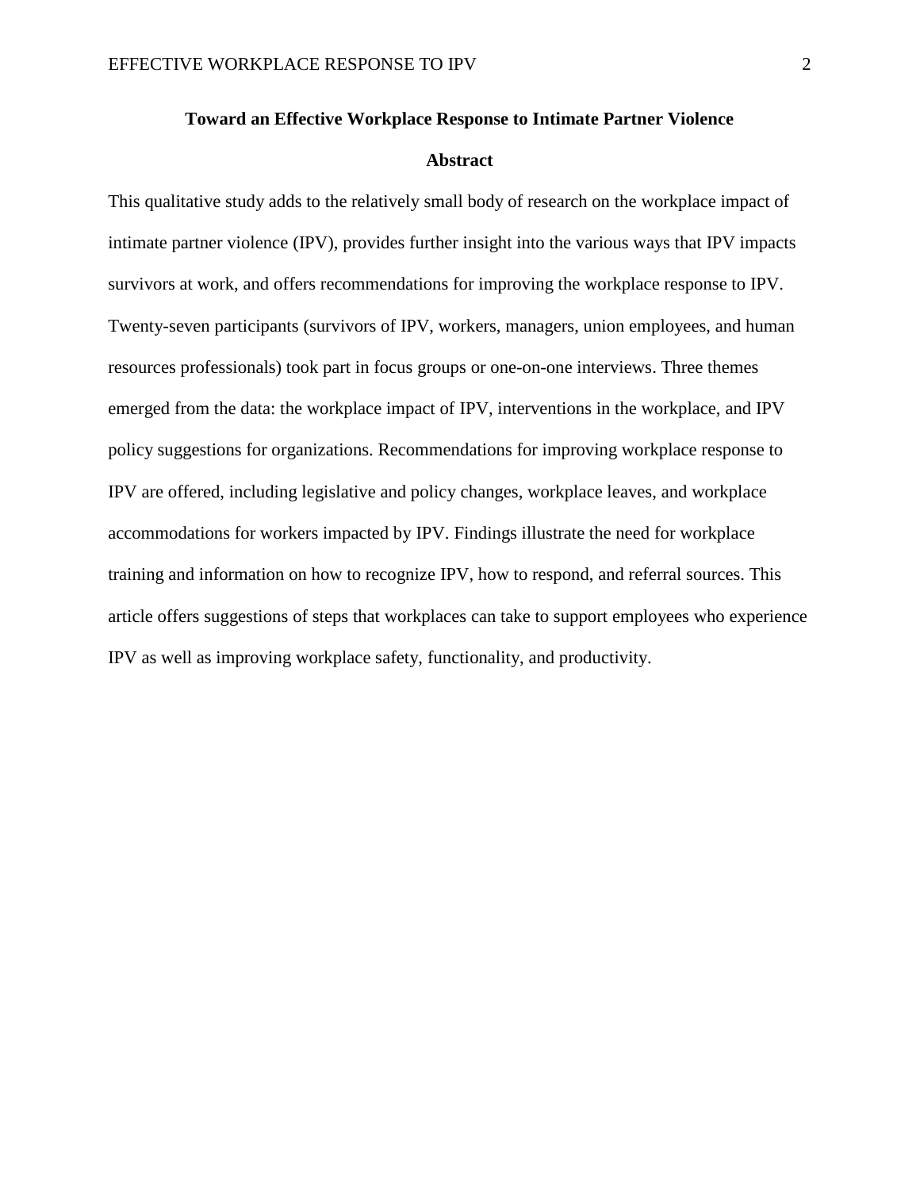# Toward an Effective Workplace Response to Intimate Partner Violence

## Abstract

This qualitative study adds to the relatively small body of research on the workplace impact of intimate partner violence (IPV), provides further insight into the various ways that IPV impacts survivors at work, and offers recommendations for improving the workplace response to IPV. Twenty-seven participants (survivors of IPV, workers, managers, union employees, and human resources professionals) took part in focus groups or one-on-one interviews. Three themes emerged from the data: the workplace impact of IPV, interventions in the workplace, and IPV policy suggestions for organizations. Recommendations for improving workplace response to IPV are offered, including legislative and policy changes, workplace leaves, and workplace accommodations for workers impacted by IPV. Findings illustrate the need for workplace training and information on how to recognize IPV, how to respond, and referral sources. This article offers suggestions of steps that workplaces can take to support employees who experience IPV as well as improving workplace safety, functionality, and productivity.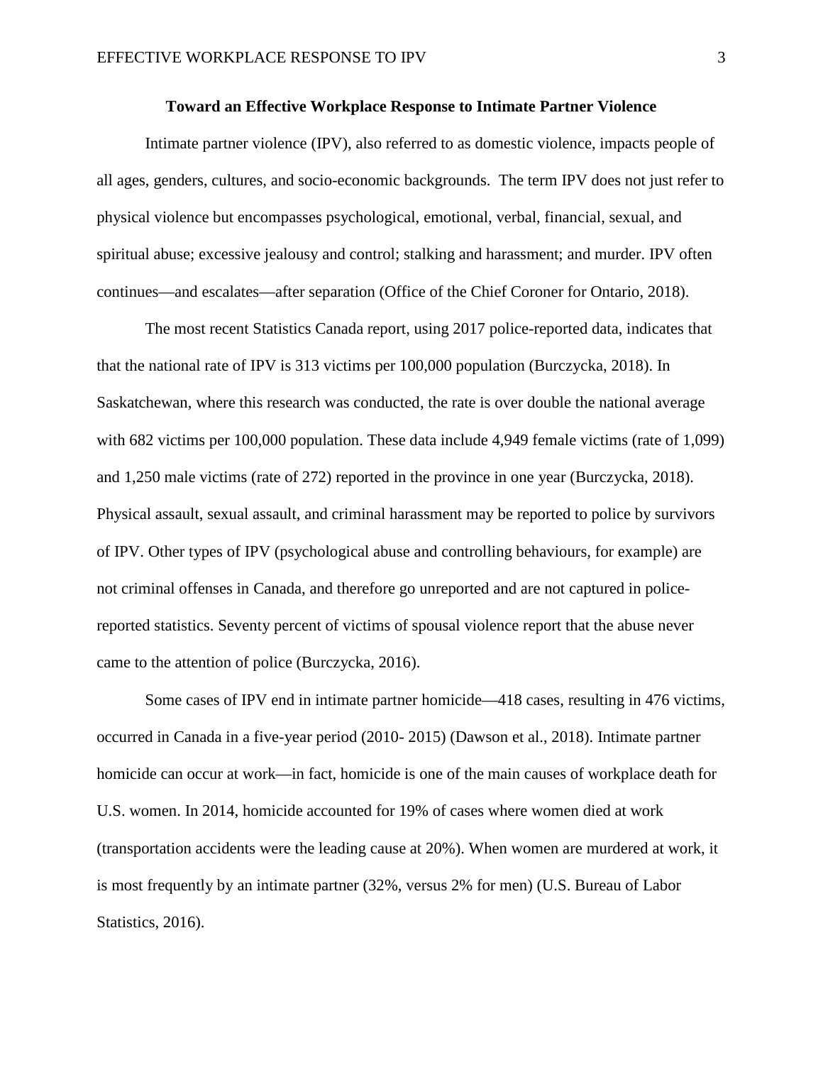**Toward an Effective Workplace Response to Intimate Partner Violence**

Intimate partner violence (IPV), also referred to as domestic violence, impacts people of all ages, genders, cultures, and socio-economic backgrounds. The term IPV does not just refer to physical violence but encompasses psychological, emotional, verbal, financial, sexual, and spiritual abuse; excessive jealousy and control; stalking and harassment; and murder. IPV often continues—and escalates—after separation (Office of the Chief Coroner for Ontario, 2018).

The most recent Statistics Canada report, using 2017 police-reported data, indicates that that the national rate of IPV is 313 victims per 100,000 population (Burczycka, 2018). In Saskatchewan, where this research was conducted, the rate is over double the national average with 682 victims per 100,000 population. These data include 4,949 female victims (rate of 1,099) and 1,250 male victims (rate of 272) reported in the province in one year (Burczycka, 2018). Physical assault, sexual assault, and criminal harassment may be reported to police by survivors of IPV. Other types of IPV (psychological abuse and controlling behaviours, for example) are not criminal offenses in Canada, and therefore go unreported and are not captured in police-reported statistics. Seventy percent of victims of spousal violence report that the abuse never came to the attention of police (Burczycka, 2016).

Some cases of IPV end in intimate partner homicide—418 cases, resulting in 476 victims, occurred in Canada in a five-year period (2010- 2015) (Dawson et al., 2018). Intimate partner homicide can occur at work—in fact, homicide is one of the main causes of workplace death for U.S. women. In 2014, homicide accounted for 19% of cases where women died at work (transportation accidents were the leading cause at 20%). When women are murdered at work, it is most frequently by an intimate partner (32%, versus 2% for men) (U.S. Bureau of Labor Statistics, 2016).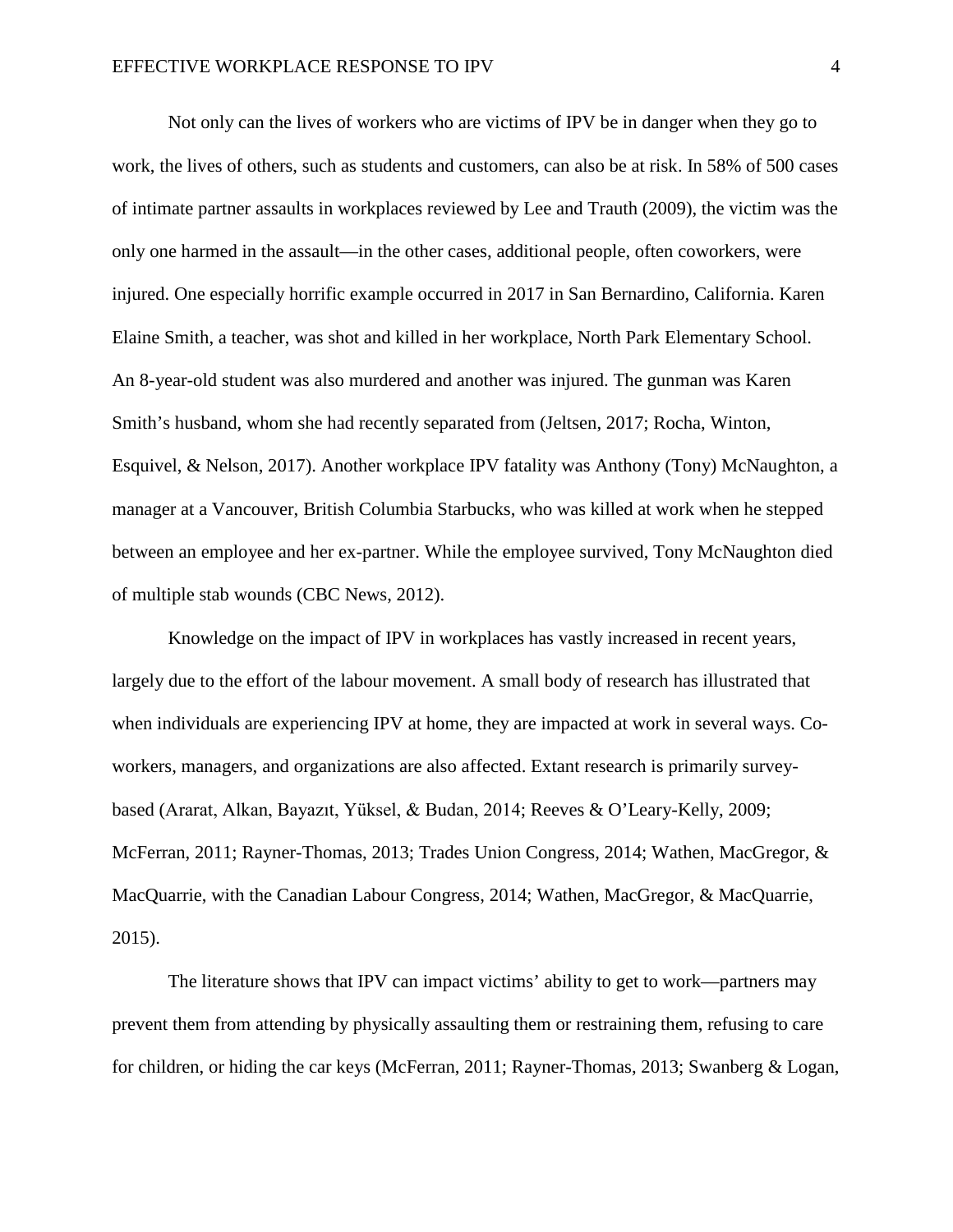Not only can the lives of workers who are victims of IPV be in danger when they go to work, the lives of others, such as students and customers, can also be at risk. In 58% of 500 cases of intimate partner assaults in workplaces reviewed by Lee and Trauth (2009), the victim was the only one harmed in the assault—in the other cases, additional people, often coworkers, were injured. One especially horrific example occurred in 2017 in San Bernardino, California. Karen Elaine Smith, a teacher, was shot and killed in her workplace, North Park Elementary School. An 8-year-old student was also murdered and another was injured. The gunman was Karen Smith's husband, whom she had recently separated from (Jeltsen, 2017; Rocha, Winton, Esquivel, & Nelson, 2017). Another workplace IPV fatality was Anthony (Tony) McNaughton, a manager at a Vancouver, British Columbia Starbucks, who was killed at work when he stepped between an employee and her ex-partner. While the employee survived, Tony McNaughton died of multiple stab wounds (CBC News, 2012).

Knowledge on the impact of IPV in workplaces has vastly increased in recent years, largely due to the effort of the labour movement. A small body of research has illustrated that when individuals are experiencing IPV at home, they are impacted at work in several ways. Co-workers, managers, and organizations are also affected. Extant research is primarily survey-based (Ararat, Alkan, Bayazıt, Yüksel, & Budan, 2014; Reeves & O'Leary-Kelly, 2009; McFerran, 2011; Rayner-Thomas, 2013; Trades Union Congress, 2014; Wathen, MacGregor, & MacQuarrie, with the Canadian Labour Congress, 2014; Wathen, MacGregor, & MacQuarrie, 2015).

The literature shows that IPV can impact victims' ability to get to work—partners may prevent them from attending by physically assaulting them or restraining them, refusing to care for children, or hiding the car keys (McFerran, 2011; Rayner-Thomas, 2013; Swanberg & Logan,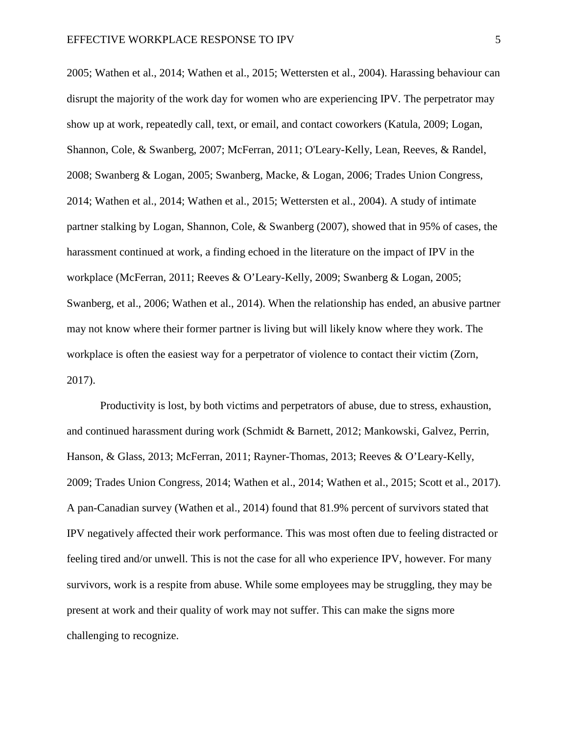2005; Wathen et al., 2014; Wathen et al., 2015; Wettersten et al., 2004). Harassing behaviour can disrupt the majority of the work day for women who are experiencing IPV. The perpetrator may show up at work, repeatedly call, text, or email, and contact coworkers (Katula, 2009; Logan, Shannon, Cole, & Swanberg, 2007; McFerran, 2011; O'Leary-Kelly, Lean, Reeves, & Randel, 2008; Swanberg & Logan, 2005; Swanberg, Macke, & Logan, 2006; Trades Union Congress, 2014; Wathen et al., 2014; Wathen et al., 2015; Wettersten et al., 2004). A study of intimate partner stalking by Logan, Shannon, Cole, & Swanberg (2007), showed that in 95% of cases, the harassment continued at work, a finding echoed in the literature on the impact of IPV in the workplace (McFerran, 2011; Reeves & O'Leary-Kelly, 2009; Swanberg & Logan, 2005; Swanberg, et al., 2006; Wathen et al., 2014). When the relationship has ended, an abusive partner may not know where their former partner is living but will likely know where they work. The workplace is often the easiest way for a perpetrator of violence to contact their victim (Zorn, 2017).

Productivity is lost, by both victims and perpetrators of abuse, due to stress, exhaustion, and continued harassment during work (Schmidt & Barnett, 2012; Mankowski, Galvez, Perrin, Hanson, & Glass, 2013; McFerran, 2011; Rayner-Thomas, 2013; Reeves & O'Leary-Kelly, 2009; Trades Union Congress, 2014; Wathen et al., 2014; Wathen et al., 2015; Scott et al., 2017). A pan-Canadian survey (Wathen et al., 2014) found that 81.9% percent of survivors stated that IPV negatively affected their work performance. This was most often due to feeling distracted or feeling tired and/or unwell. This is not the case for all who experience IPV, however. For many survivors, work is a respite from abuse. While some employees may be struggling, they may be present at work and their quality of work may not suffer. This can make the signs more challenging to recognize.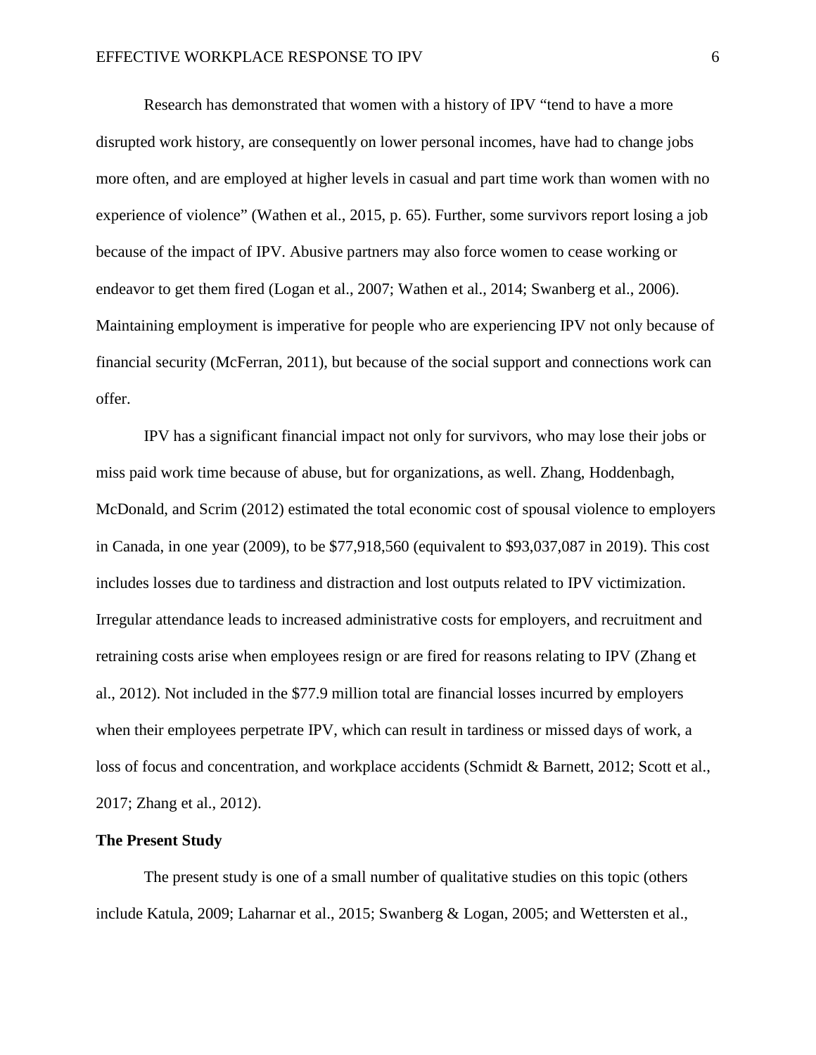Research has demonstrated that women with a history of IPV "tend to have a more disrupted work history, are consequently on lower personal incomes, have had to change jobs more often, and are employed at higher levels in casual and part time work than women with no experience of violence" (Wathen et al., 2015, p. 65). Further, some survivors report losing a job because of the impact of IPV. Abusive partners may also force women to cease working or endeavor to get them fired (Logan et al., 2007; Wathen et al., 2014; Swanberg et al., 2006). Maintaining employment is imperative for people who are experiencing IPV not only because of financial security (McFerran, 2011), but because of the social support and connections work can offer.

IPV has a significant financial impact not only for survivors, who may lose their jobs or miss paid work time because of abuse, but for organizations, as well. Zhang, Hoddenbagh, McDonald, and Scrim (2012) estimated the total economic cost of spousal violence to employers in Canada, in one year (2009), to be $77,918,560 (equivalent to $93,037,087 in 2019). This cost includes losses due to tardiness and distraction and lost outputs related to IPV victimization. Irregular attendance leads to increased administrative costs for employers, and recruitment and retraining costs arise when employees resign or are fired for reasons relating to IPV (Zhang et al., 2012). Not included in the $77.9 million total are financial losses incurred by employers when their employees perpetrate IPV, which can result in tardiness or missed days of work, a loss of focus and concentration, and workplace accidents (Schmidt & Barnett, 2012; Scott et al., 2017; Zhang et al., 2012).

## The Present Study

The present study is one of a small number of qualitative studies on this topic (others include Katula, 2009; Laharnar et al., 2015; Swanberg & Logan, 2005; and Wettersten et al.,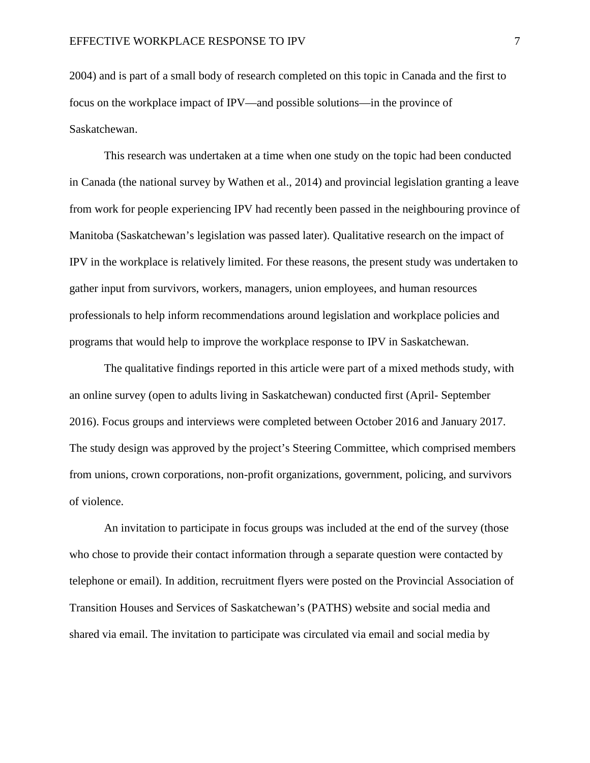2004) and is part of a small body of research completed on this topic in Canada and the first to focus on the workplace impact of IPV—and possible solutions—in the province of Saskatchewan.

This research was undertaken at a time when one study on the topic had been conducted in Canada (the national survey by Wathen et al., 2014) and provincial legislation granting a leave from work for people experiencing IPV had recently been passed in the neighbouring province of Manitoba (Saskatchewan's legislation was passed later). Qualitative research on the impact of IPV in the workplace is relatively limited. For these reasons, the present study was undertaken to gather input from survivors, workers, managers, union employees, and human resources professionals to help inform recommendations around legislation and workplace policies and programs that would help to improve the workplace response to IPV in Saskatchewan.

The qualitative findings reported in this article were part of a mixed methods study, with an online survey (open to adults living in Saskatchewan) conducted first (April- September 2016). Focus groups and interviews were completed between October 2016 and January 2017. The study design was approved by the project's Steering Committee, which comprised members from unions, crown corporations, non-profit organizations, government, policing, and survivors of violence.

An invitation to participate in focus groups was included at the end of the survey (those who chose to provide their contact information through a separate question were contacted by telephone or email). In addition, recruitment flyers were posted on the Provincial Association of Transition Houses and Services of Saskatchewan's (PATHS) website and social media and shared via email. The invitation to participate was circulated via email and social media by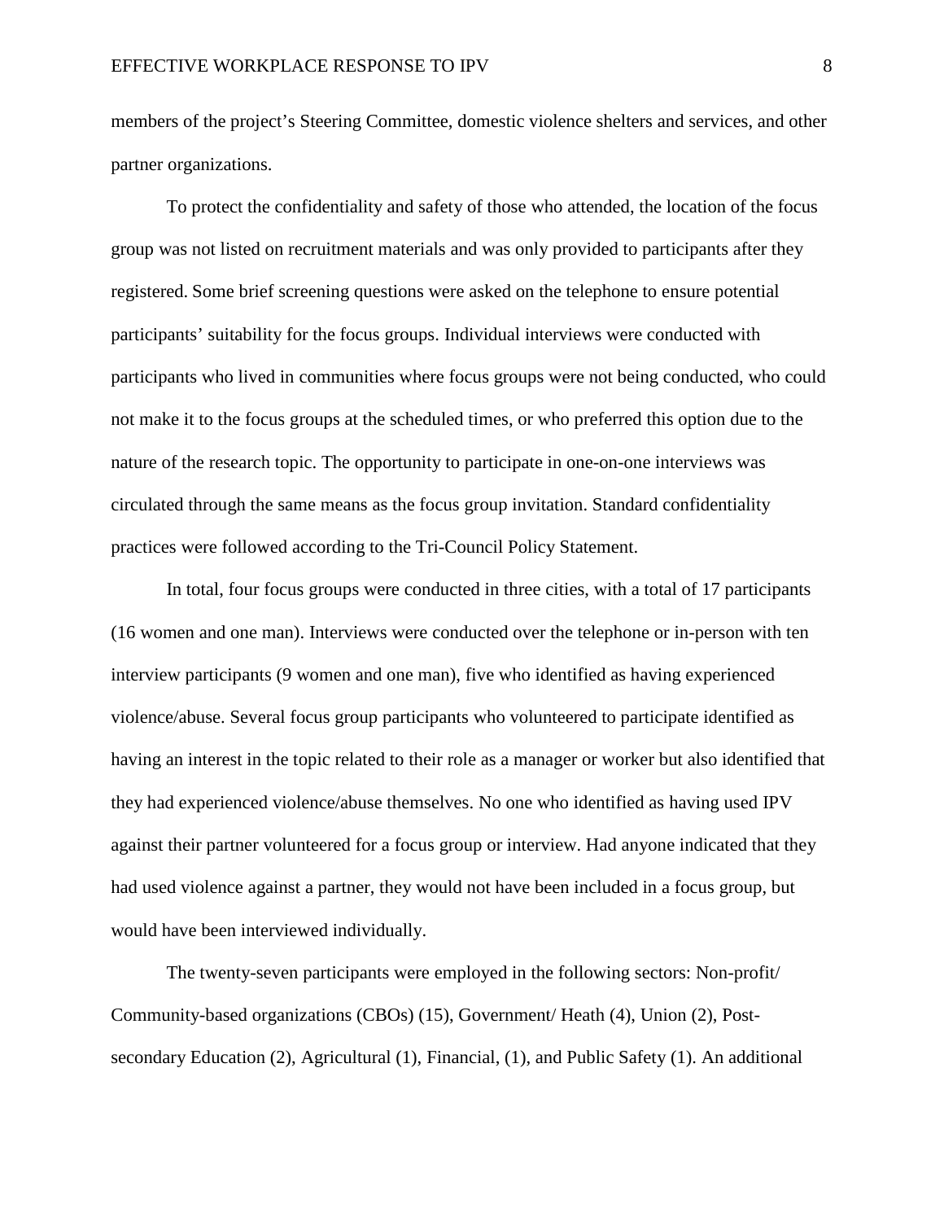members of the project's Steering Committee, domestic violence shelters and services, and other partner organizations.

To protect the confidentiality and safety of those who attended, the location of the focus group was not listed on recruitment materials and was only provided to participants after they registered. Some brief screening questions were asked on the telephone to ensure potential participants' suitability for the focus groups. Individual interviews were conducted with participants who lived in communities where focus groups were not being conducted, who could not make it to the focus groups at the scheduled times, or who preferred this option due to the nature of the research topic. The opportunity to participate in one-on-one interviews was circulated through the same means as the focus group invitation. Standard confidentiality practices were followed according to the Tri-Council Policy Statement.

In total, four focus groups were conducted in three cities, with a total of 17 participants (16 women and one man). Interviews were conducted over the telephone or in-person with ten interview participants (9 women and one man), five who identified as having experienced violence/abuse. Several focus group participants who volunteered to participate identified as having an interest in the topic related to their role as a manager or worker but also identified that they had experienced violence/abuse themselves. No one who identified as having used IPV against their partner volunteered for a focus group or interview. Had anyone indicated that they had used violence against a partner, they would not have been included in a focus group, but would have been interviewed individually.

The twenty-seven participants were employed in the following sectors: Non-profit/ Community-based organizations (CBOs) (15), Government/ Heath (4), Union (2), Post-secondary Education (2), Agricultural (1), Financial, (1), and Public Safety (1). An additional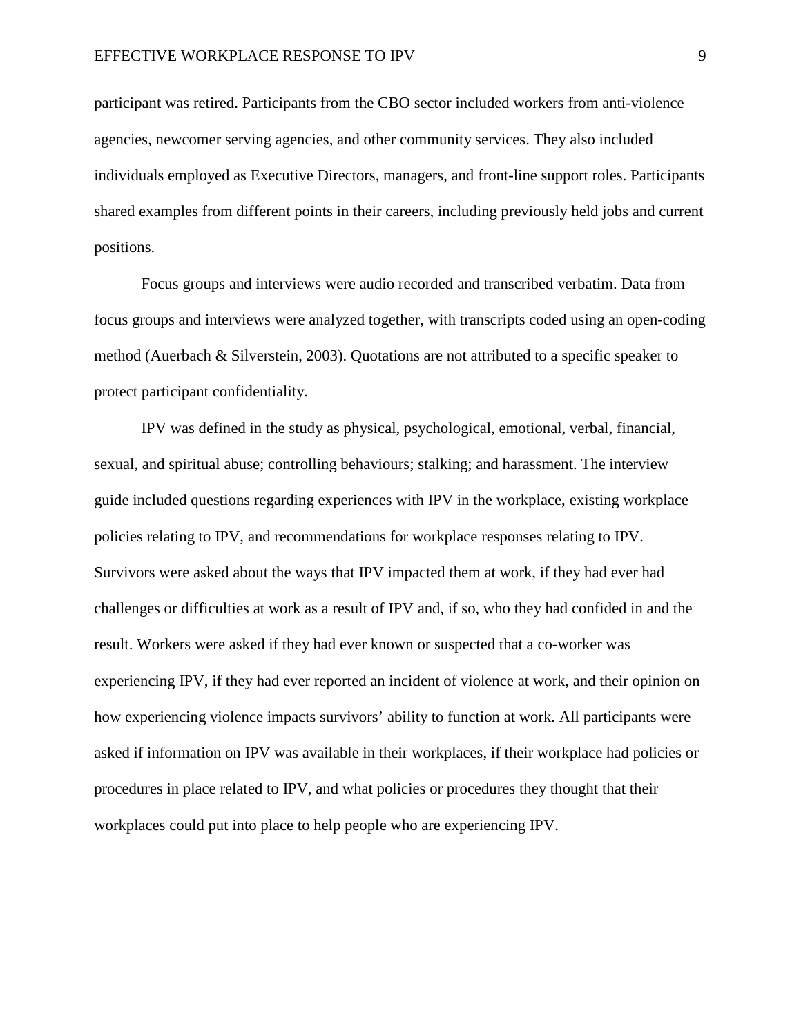participant was retired. Participants from the CBO sector included workers from anti-violence agencies, newcomer serving agencies, and other community services. They also included individuals employed as Executive Directors, managers, and front-line support roles. Participants shared examples from different points in their careers, including previously held jobs and current positions.

Focus groups and interviews were audio recorded and transcribed verbatim. Data from focus groups and interviews were analyzed together, with transcripts coded using an open-coding method (Auerbach & Silverstein, 2003). Quotations are not attributed to a specific speaker to protect participant confidentiality.

IPV was defined in the study as physical, psychological, emotional, verbal, financial, sexual, and spiritual abuse; controlling behaviours; stalking; and harassment. The interview guide included questions regarding experiences with IPV in the workplace, existing workplace policies relating to IPV, and recommendations for workplace responses relating to IPV. Survivors were asked about the ways that IPV impacted them at work, if they had ever had challenges or difficulties at work as a result of IPV and, if so, who they had confided in and the result. Workers were asked if they had ever known or suspected that a co-worker was experiencing IPV, if they had ever reported an incident of violence at work, and their opinion on how experiencing violence impacts survivors' ability to function at work. All participants were asked if information on IPV was available in their workplaces, if their workplace had policies or procedures in place related to IPV, and what policies or procedures they thought that their workplaces could put into place to help people who are experiencing IPV.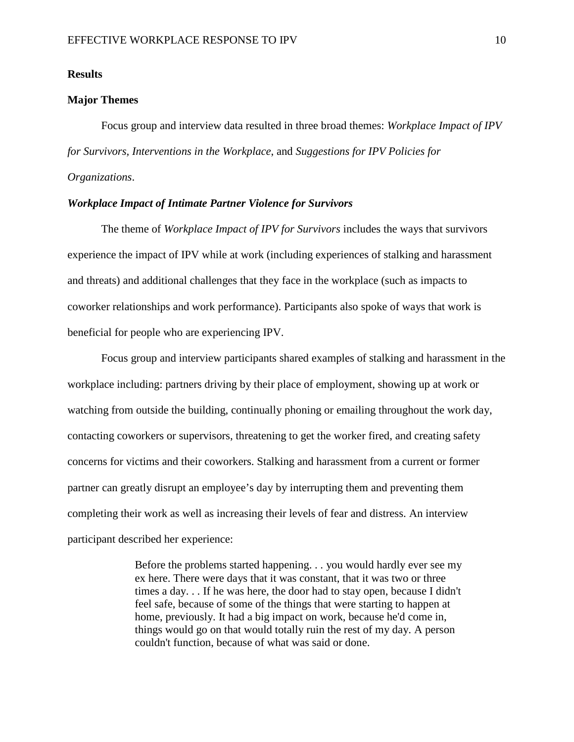## Results

### Major Themes

Focus group and interview data resulted in three broad themes: *Workplace Impact of IPV for Survivors*, *Interventions in the Workplace*, and *Suggestions for IPV Policies for Organizations*.

### *Workplace Impact of Intimate Partner Violence for Survivors*

The theme of *Workplace Impact of IPV for Survivors* includes the ways that survivors experience the impact of IPV while at work (including experiences of stalking and harassment and threats) and additional challenges that they face in the workplace (such as impacts to coworker relationships and work performance). Participants also spoke of ways that work is beneficial for people who are experiencing IPV.

Focus group and interview participants shared examples of stalking and harassment in the workplace including: partners driving by their place of employment, showing up at work or watching from outside the building, continually phoning or emailing throughout the work day, contacting coworkers or supervisors, threatening to get the worker fired, and creating safety concerns for victims and their coworkers. Stalking and harassment from a current or former partner can greatly disrupt an employee's day by interrupting them and preventing them completing their work as well as increasing their levels of fear and distress. An interview participant described her experience:

> Before the problems started happening. . . you would hardly ever see my ex here. There were days that it was constant, that it was two or three times a day. . . If he was here, the door had to stay open, because I didn't feel safe, because of some of the things that were starting to happen at home, previously. It had a big impact on work, because he'd come in, things would go on that would totally ruin the rest of my day. A person couldn't function, because of what was said or done.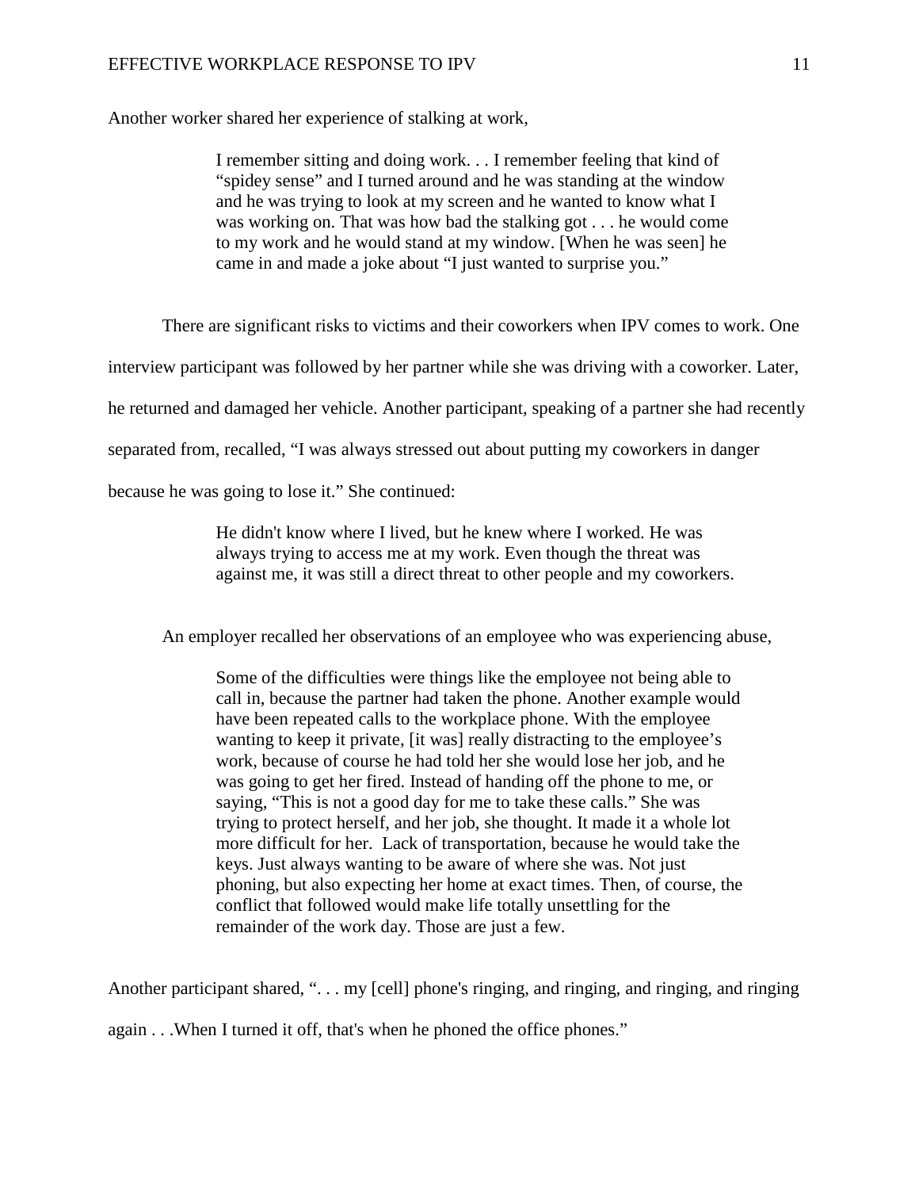Another worker shared her experience of stalking at work,

> I remember sitting and doing work. . . I remember feeling that kind of "spidey sense" and I turned around and he was standing at the window and he was trying to look at my screen and he wanted to know what I was working on. That was how bad the stalking got . . . he would come to my work and he would stand at my window. [When he was seen] he came in and made a joke about "I just wanted to surprise you."

There are significant risks to victims and their coworkers when IPV comes to work. One interview participant was followed by her partner while she was driving with a coworker. Later, he returned and damaged her vehicle. Another participant, speaking of a partner she had recently separated from, recalled, "I was always stressed out about putting my coworkers in danger because he was going to lose it." She continued:

> He didn't know where I lived, but he knew where I worked. He was always trying to access me at my work. Even though the threat was against me, it was still a direct threat to other people and my coworkers.

An employer recalled her observations of an employee who was experiencing abuse,

> Some of the difficulties were things like the employee not being able to call in, because the partner had taken the phone. Another example would have been repeated calls to the workplace phone. With the employee wanting to keep it private, [it was] really distracting to the employee's work, because of course he had told her she would lose her job, and he was going to get her fired. Instead of handing off the phone to me, or saying, "This is not a good day for me to take these calls." She was trying to protect herself, and her job, she thought. It made it a whole lot more difficult for her. Lack of transportation, because he would take the keys. Just always wanting to be aware of where she was. Not just phoning, but also expecting her home at exact times. Then, of course, the conflict that followed would make life totally unsettling for the remainder of the work day. Those are just a few.

Another participant shared, ". . . my [cell] phone's ringing, and ringing, and ringing, and ringing again . . .When I turned it off, that's when he phoned the office phones."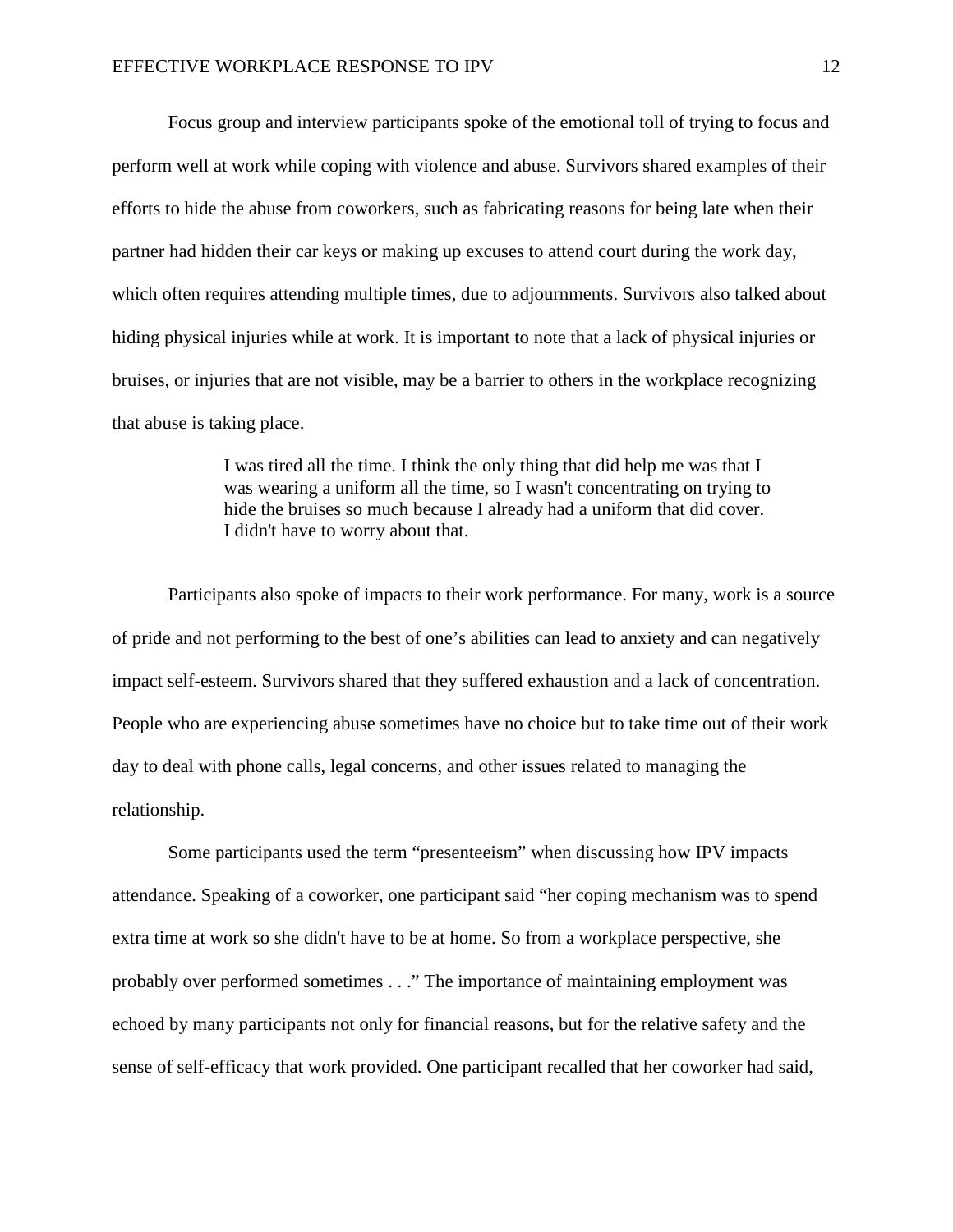Focus group and interview participants spoke of the emotional toll of trying to focus and perform well at work while coping with violence and abuse. Survivors shared examples of their efforts to hide the abuse from coworkers, such as fabricating reasons for being late when their partner had hidden their car keys or making up excuses to attend court during the work day, which often requires attending multiple times, due to adjournments. Survivors also talked about hiding physical injuries while at work. It is important to note that a lack of physical injuries or bruises, or injuries that are not visible, may be a barrier to others in the workplace recognizing that abuse is taking place.

> I was tired all the time. I think the only thing that did help me was that I was wearing a uniform all the time, so I wasn't concentrating on trying to hide the bruises so much because I already had a uniform that did cover. I didn't have to worry about that.

Participants also spoke of impacts to their work performance. For many, work is a source of pride and not performing to the best of one's abilities can lead to anxiety and can negatively impact self-esteem. Survivors shared that they suffered exhaustion and a lack of concentration. People who are experiencing abuse sometimes have no choice but to take time out of their work day to deal with phone calls, legal concerns, and other issues related to managing the relationship.

Some participants used the term "presenteeism" when discussing how IPV impacts attendance. Speaking of a coworker, one participant said "her coping mechanism was to spend extra time at work so she didn't have to be at home. So from a workplace perspective, she probably over performed sometimes . . ." The importance of maintaining employment was echoed by many participants not only for financial reasons, but for the relative safety and the sense of self-efficacy that work provided. One participant recalled that her coworker had said,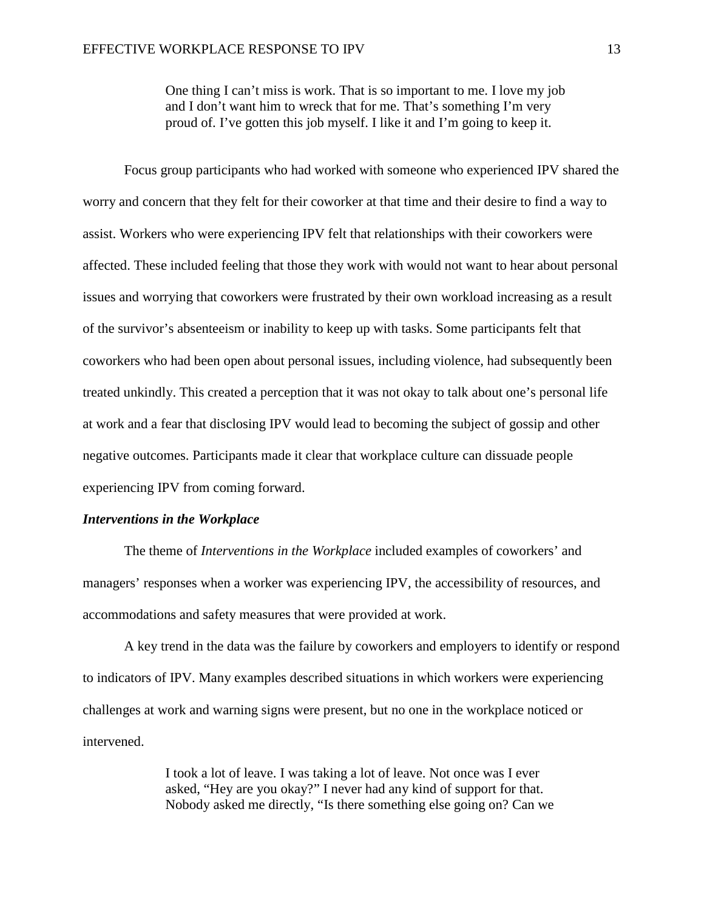> One thing I can't miss is work. That is so important to me. I love my job and I don't want him to wreck that for me. That's something I'm very proud of. I've gotten this job myself. I like it and I'm going to keep it.

Focus group participants who had worked with someone who experienced IPV shared the worry and concern that they felt for their coworker at that time and their desire to find a way to assist. Workers who were experiencing IPV felt that relationships with their coworkers were affected. These included feeling that those they work with would not want to hear about personal issues and worrying that coworkers were frustrated by their own workload increasing as a result of the survivor's absenteeism or inability to keep up with tasks. Some participants felt that coworkers who had been open about personal issues, including violence, had subsequently been treated unkindly. This created a perception that it was not okay to talk about one's personal life at work and a fear that disclosing IPV would lead to becoming the subject of gossip and other negative outcomes. Participants made it clear that workplace culture can dissuade people experiencing IPV from coming forward.

### *Interventions in the Workplace*

The theme of *Interventions in the Workplace* included examples of coworkers' and managers' responses when a worker was experiencing IPV, the accessibility of resources, and accommodations and safety measures that were provided at work.

A key trend in the data was the failure by coworkers and employers to identify or respond to indicators of IPV. Many examples described situations in which workers were experiencing challenges at work and warning signs were present, but no one in the workplace noticed or intervened.

> I took a lot of leave. I was taking a lot of leave. Not once was I ever asked, "Hey are you okay?" I never had any kind of support for that. Nobody asked me directly, "Is there something else going on? Can we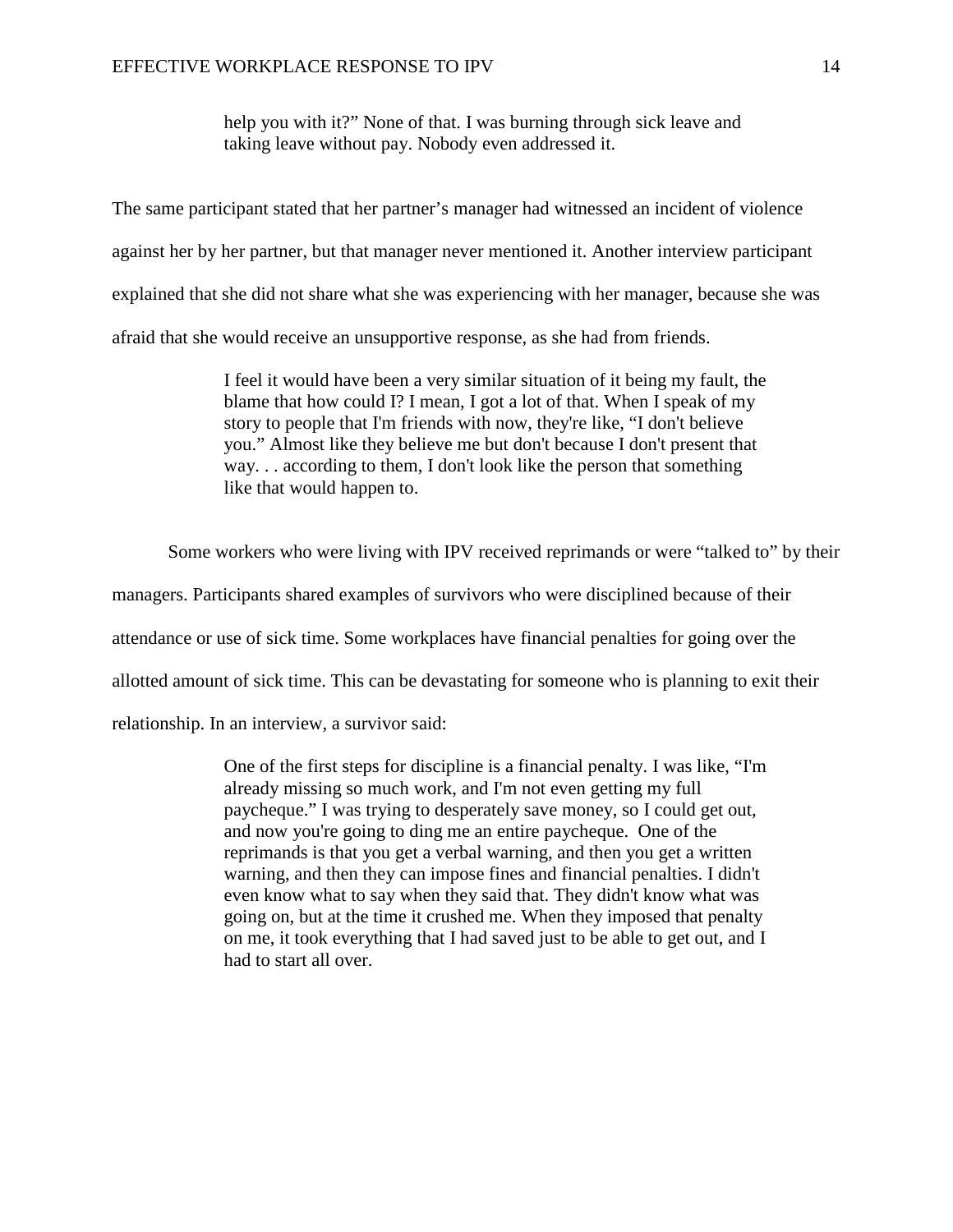> help you with it?" None of that. I was burning through sick leave and taking leave without pay. Nobody even addressed it.

The same participant stated that her partner's manager had witnessed an incident of violence against her by her partner, but that manager never mentioned it. Another interview participant explained that she did not share what she was experiencing with her manager, because she was afraid that she would receive an unsupportive response, as she had from friends.

> I feel it would have been a very similar situation of it being my fault, the blame that how could I? I mean, I got a lot of that. When I speak of my story to people that I'm friends with now, they're like, "I don't believe you." Almost like they believe me but don't because I don't present that way. . . according to them, I don't look like the person that something like that would happen to.

Some workers who were living with IPV received reprimands or were "talked to" by their managers. Participants shared examples of survivors who were disciplined because of their attendance or use of sick time. Some workplaces have financial penalties for going over the allotted amount of sick time. This can be devastating for someone who is planning to exit their relationship. In an interview, a survivor said:

> One of the first steps for discipline is a financial penalty. I was like, "I'm already missing so much work, and I'm not even getting my full paycheque." I was trying to desperately save money, so I could get out, and now you're going to ding me an entire paycheque. One of the reprimands is that you get a verbal warning, and then you get a written warning, and then they can impose fines and financial penalties. I didn't even know what to say when they said that. They didn't know what was going on, but at the time it crushed me. When they imposed that penalty on me, it took everything that I had saved just to be able to get out, and I had to start all over.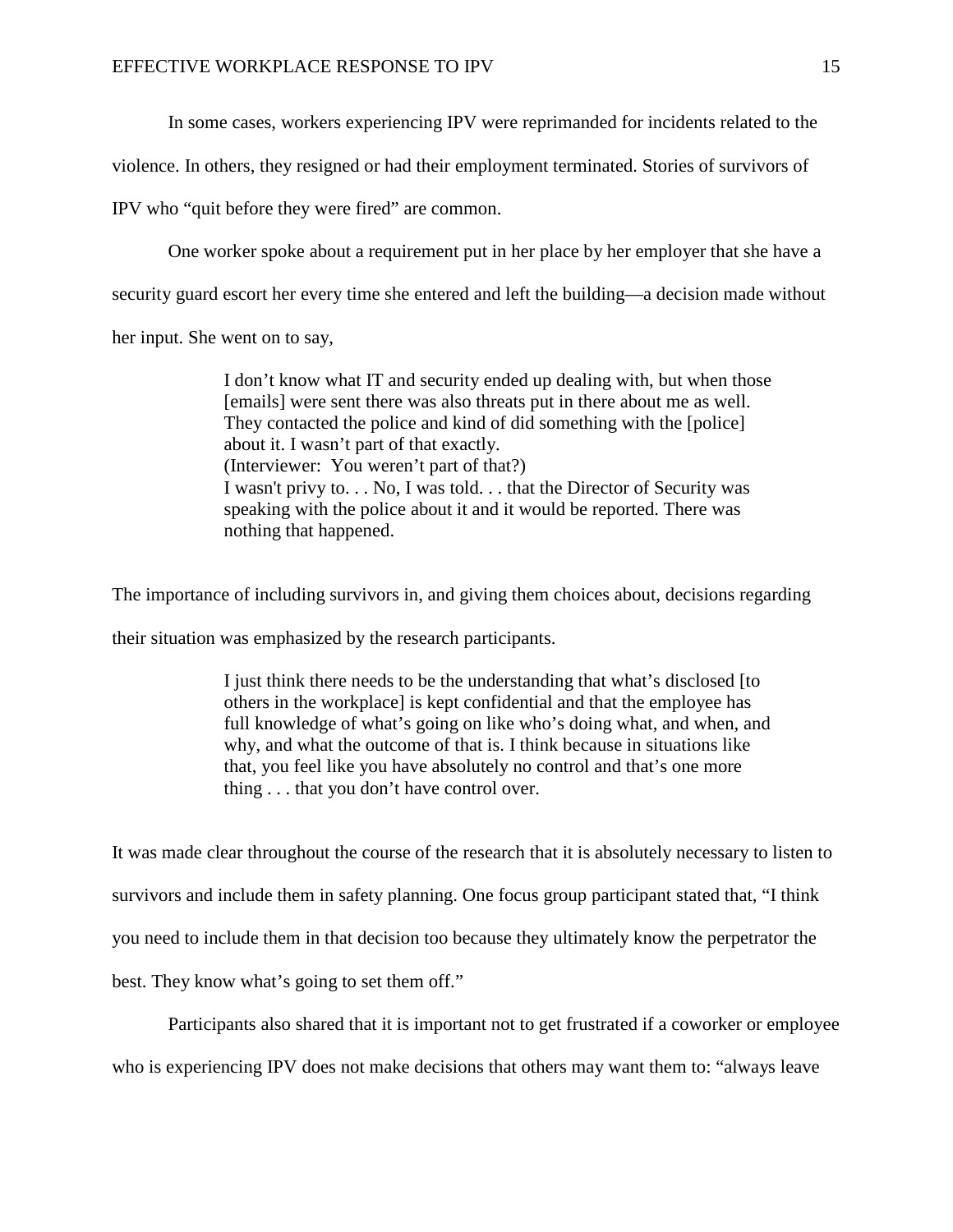In some cases, workers experiencing IPV were reprimanded for incidents related to the violence. In others, they resigned or had their employment terminated. Stories of survivors of IPV who "quit before they were fired" are common.

One worker spoke about a requirement put in her place by her employer that she have a security guard escort her every time she entered and left the building—a decision made without her input. She went on to say,

> I don't know what IT and security ended up dealing with, but when those [emails] were sent there was also threats put in there about me as well. They contacted the police and kind of did something with the [police] about it. I wasn't part of that exactly.
> (Interviewer: You weren't part of that?)
> I wasn't privy to. . . No, I was told. . . that the Director of Security was speaking with the police about it and it would be reported. There was nothing that happened.

The importance of including survivors in, and giving them choices about, decisions regarding their situation was emphasized by the research participants.

> I just think there needs to be the understanding that what's disclosed [to others in the workplace] is kept confidential and that the employee has full knowledge of what's going on like who's doing what, and when, and why, and what the outcome of that is. I think because in situations like that, you feel like you have absolutely no control and that's one more thing . . . that you don't have control over.

It was made clear throughout the course of the research that it is absolutely necessary to listen to survivors and include them in safety planning. One focus group participant stated that, "I think you need to include them in that decision too because they ultimately know the perpetrator the best. They know what's going to set them off."

Participants also shared that it is important not to get frustrated if a coworker or employee who is experiencing IPV does not make decisions that others may want them to: "always leave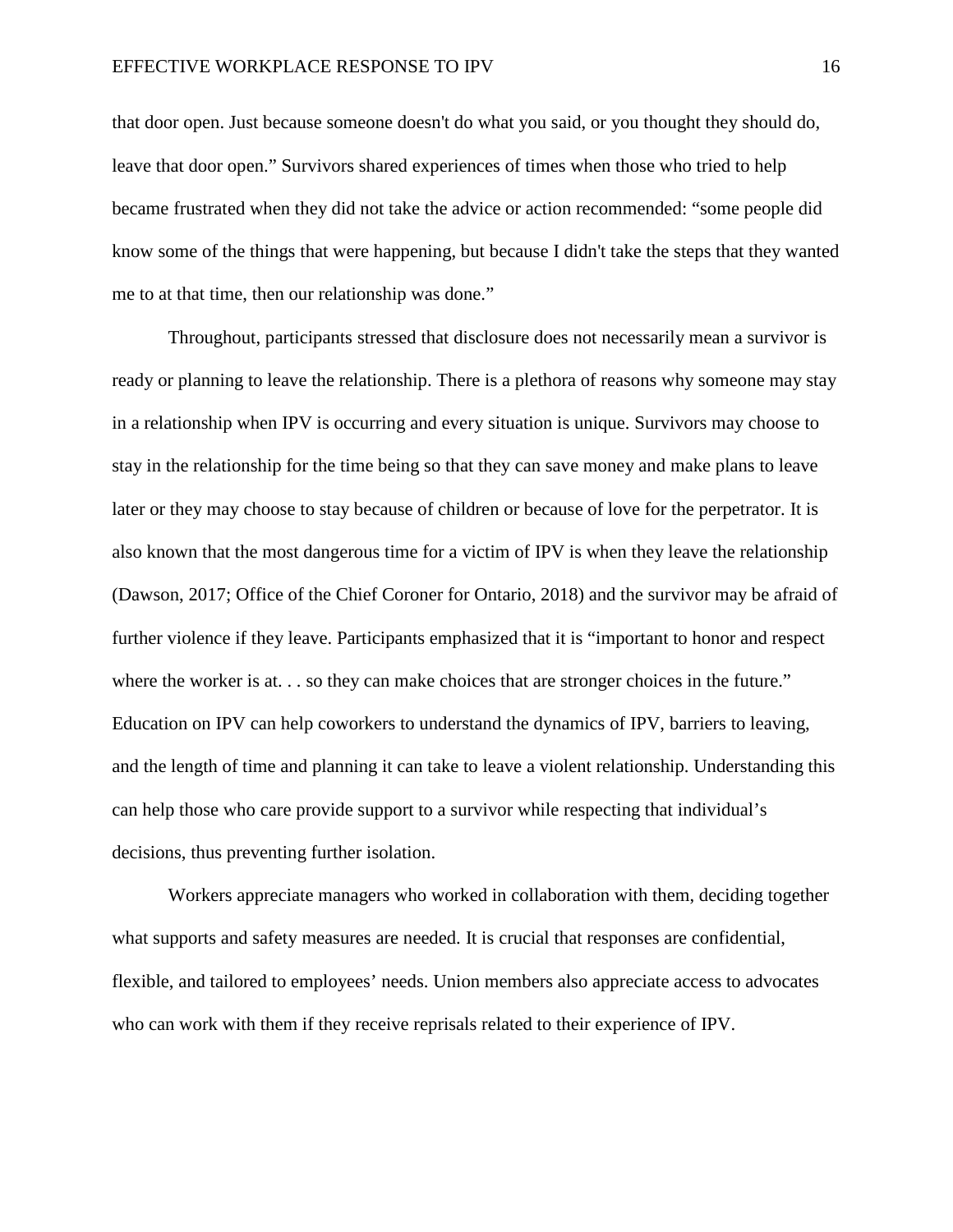that door open. Just because someone doesn't do what you said, or you thought they should do, leave that door open." Survivors shared experiences of times when those who tried to help became frustrated when they did not take the advice or action recommended: "some people did know some of the things that were happening, but because I didn't take the steps that they wanted me to at that time, then our relationship was done."

Throughout, participants stressed that disclosure does not necessarily mean a survivor is ready or planning to leave the relationship. There is a plethora of reasons why someone may stay in a relationship when IPV is occurring and every situation is unique. Survivors may choose to stay in the relationship for the time being so that they can save money and make plans to leave later or they may choose to stay because of children or because of love for the perpetrator. It is also known that the most dangerous time for a victim of IPV is when they leave the relationship (Dawson, 2017; Office of the Chief Coroner for Ontario, 2018) and the survivor may be afraid of further violence if they leave. Participants emphasized that it is "important to honor and respect where the worker is at. . . so they can make choices that are stronger choices in the future." Education on IPV can help coworkers to understand the dynamics of IPV, barriers to leaving, and the length of time and planning it can take to leave a violent relationship. Understanding this can help those who care provide support to a survivor while respecting that individual's decisions, thus preventing further isolation.

Workers appreciate managers who worked in collaboration with them, deciding together what supports and safety measures are needed. It is crucial that responses are confidential, flexible, and tailored to employees' needs. Union members also appreciate access to advocates who can work with them if they receive reprisals related to their experience of IPV.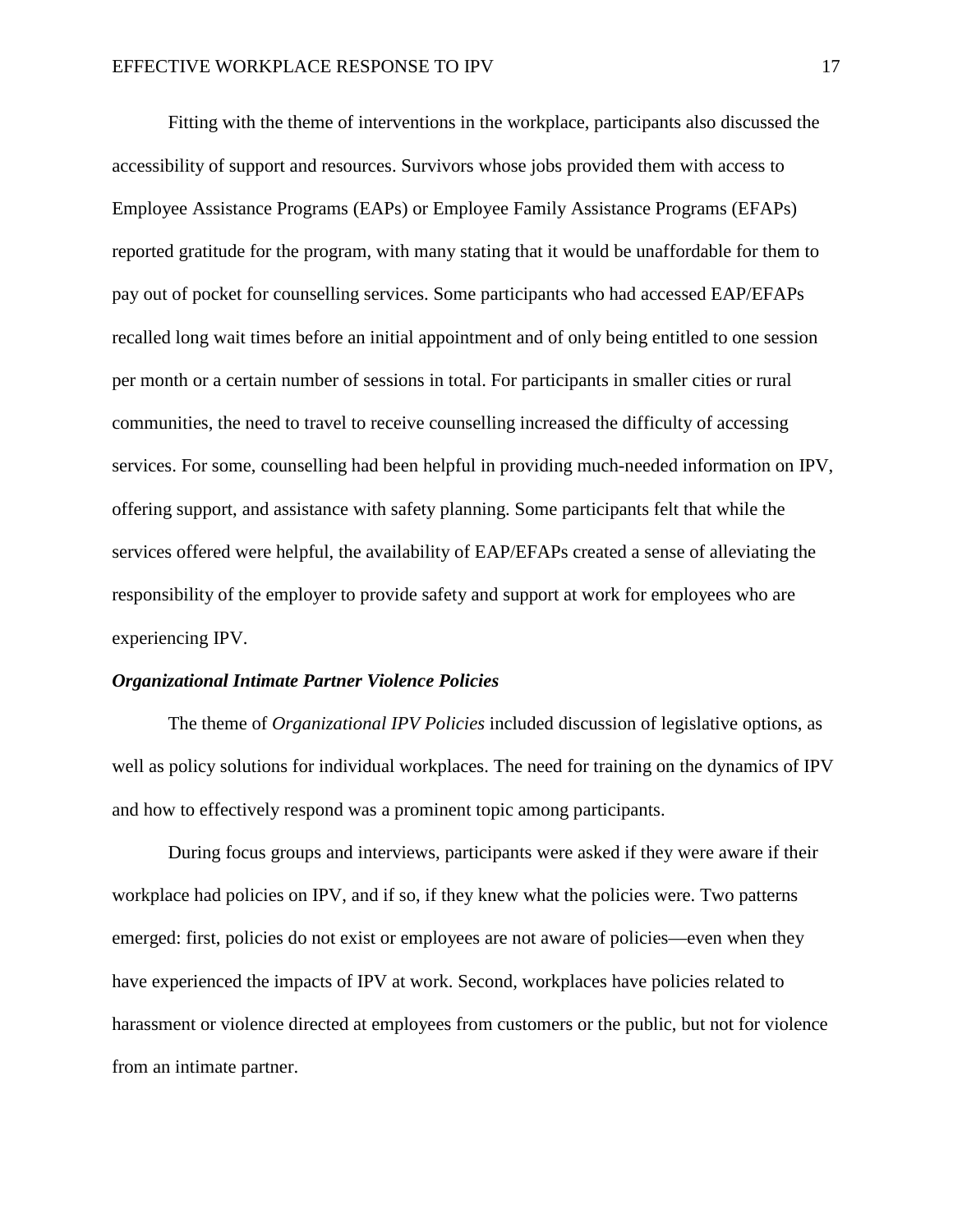Fitting with the theme of interventions in the workplace, participants also discussed the accessibility of support and resources. Survivors whose jobs provided them with access to Employee Assistance Programs (EAPs) or Employee Family Assistance Programs (EFAPs) reported gratitude for the program, with many stating that it would be unaffordable for them to pay out of pocket for counselling services. Some participants who had accessed EAP/EFAPs recalled long wait times before an initial appointment and of only being entitled to one session per month or a certain number of sessions in total. For participants in smaller cities or rural communities, the need to travel to receive counselling increased the difficulty of accessing services. For some, counselling had been helpful in providing much-needed information on IPV, offering support, and assistance with safety planning. Some participants felt that while the services offered were helpful, the availability of EAP/EFAPs created a sense of alleviating the responsibility of the employer to provide safety and support at work for employees who are experiencing IPV.

### *Organizational Intimate Partner Violence Policies*

The theme of *Organizational IPV Policies* included discussion of legislative options, as well as policy solutions for individual workplaces. The need for training on the dynamics of IPV and how to effectively respond was a prominent topic among participants.

During focus groups and interviews, participants were asked if they were aware if their workplace had policies on IPV, and if so, if they knew what the policies were. Two patterns emerged: first, policies do not exist or employees are not aware of policies—even when they have experienced the impacts of IPV at work. Second, workplaces have policies related to harassment or violence directed at employees from customers or the public, but not for violence from an intimate partner.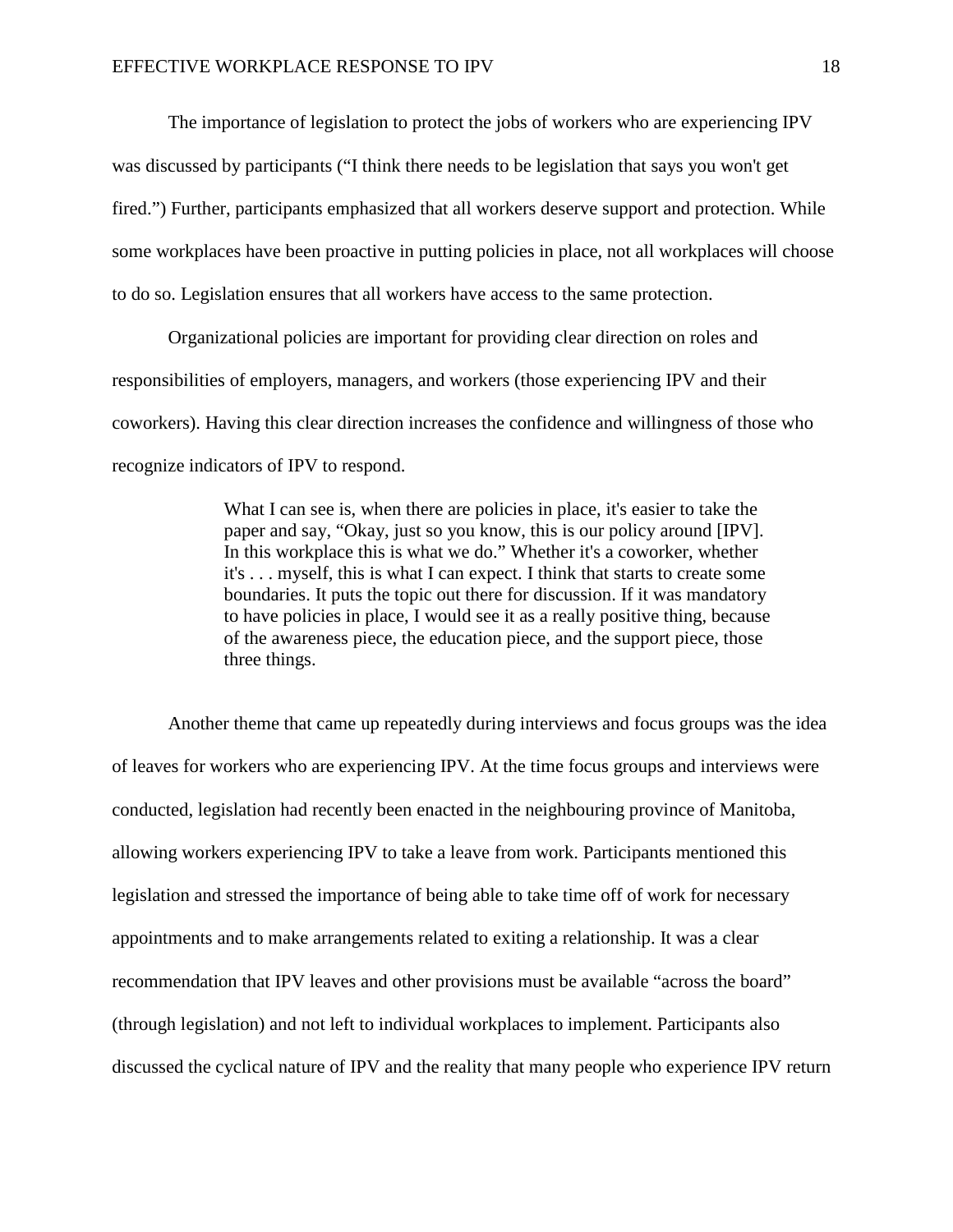The importance of legislation to protect the jobs of workers who are experiencing IPV was discussed by participants ("I think there needs to be legislation that says you won't get fired.") Further, participants emphasized that all workers deserve support and protection. While some workplaces have been proactive in putting policies in place, not all workplaces will choose to do so. Legislation ensures that all workers have access to the same protection.

Organizational policies are important for providing clear direction on roles and responsibilities of employers, managers, and workers (those experiencing IPV and their coworkers). Having this clear direction increases the confidence and willingness of those who recognize indicators of IPV to respond.

> What I can see is, when there are policies in place, it's easier to take the paper and say, "Okay, just so you know, this is our policy around [IPV]. In this workplace this is what we do." Whether it's a coworker, whether it's . . . myself, this is what I can expect. I think that starts to create some boundaries. It puts the topic out there for discussion. If it was mandatory to have policies in place, I would see it as a really positive thing, because of the awareness piece, the education piece, and the support piece, those three things.

Another theme that came up repeatedly during interviews and focus groups was the idea of leaves for workers who are experiencing IPV. At the time focus groups and interviews were conducted, legislation had recently been enacted in the neighbouring province of Manitoba, allowing workers experiencing IPV to take a leave from work. Participants mentioned this legislation and stressed the importance of being able to take time off of work for necessary appointments and to make arrangements related to exiting a relationship. It was a clear recommendation that IPV leaves and other provisions must be available "across the board" (through legislation) and not left to individual workplaces to implement. Participants also discussed the cyclical nature of IPV and the reality that many people who experience IPV return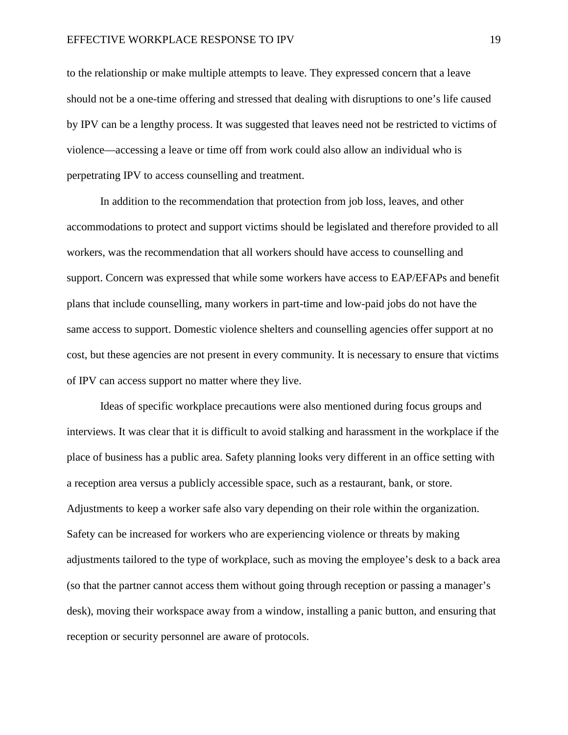to the relationship or make multiple attempts to leave. They expressed concern that a leave should not be a one-time offering and stressed that dealing with disruptions to one's life caused by IPV can be a lengthy process. It was suggested that leaves need not be restricted to victims of violence—accessing a leave or time off from work could also allow an individual who is perpetrating IPV to access counselling and treatment.

In addition to the recommendation that protection from job loss, leaves, and other accommodations to protect and support victims should be legislated and therefore provided to all workers, was the recommendation that all workers should have access to counselling and support. Concern was expressed that while some workers have access to EAP/EFAPs and benefit plans that include counselling, many workers in part-time and low-paid jobs do not have the same access to support. Domestic violence shelters and counselling agencies offer support at no cost, but these agencies are not present in every community. It is necessary to ensure that victims of IPV can access support no matter where they live.

Ideas of specific workplace precautions were also mentioned during focus groups and interviews. It was clear that it is difficult to avoid stalking and harassment in the workplace if the place of business has a public area. Safety planning looks very different in an office setting with a reception area versus a publicly accessible space, such as a restaurant, bank, or store. Adjustments to keep a worker safe also vary depending on their role within the organization. Safety can be increased for workers who are experiencing violence or threats by making adjustments tailored to the type of workplace, such as moving the employee's desk to a back area (so that the partner cannot access them without going through reception or passing a manager's desk), moving their workspace away from a window, installing a panic button, and ensuring that reception or security personnel are aware of protocols.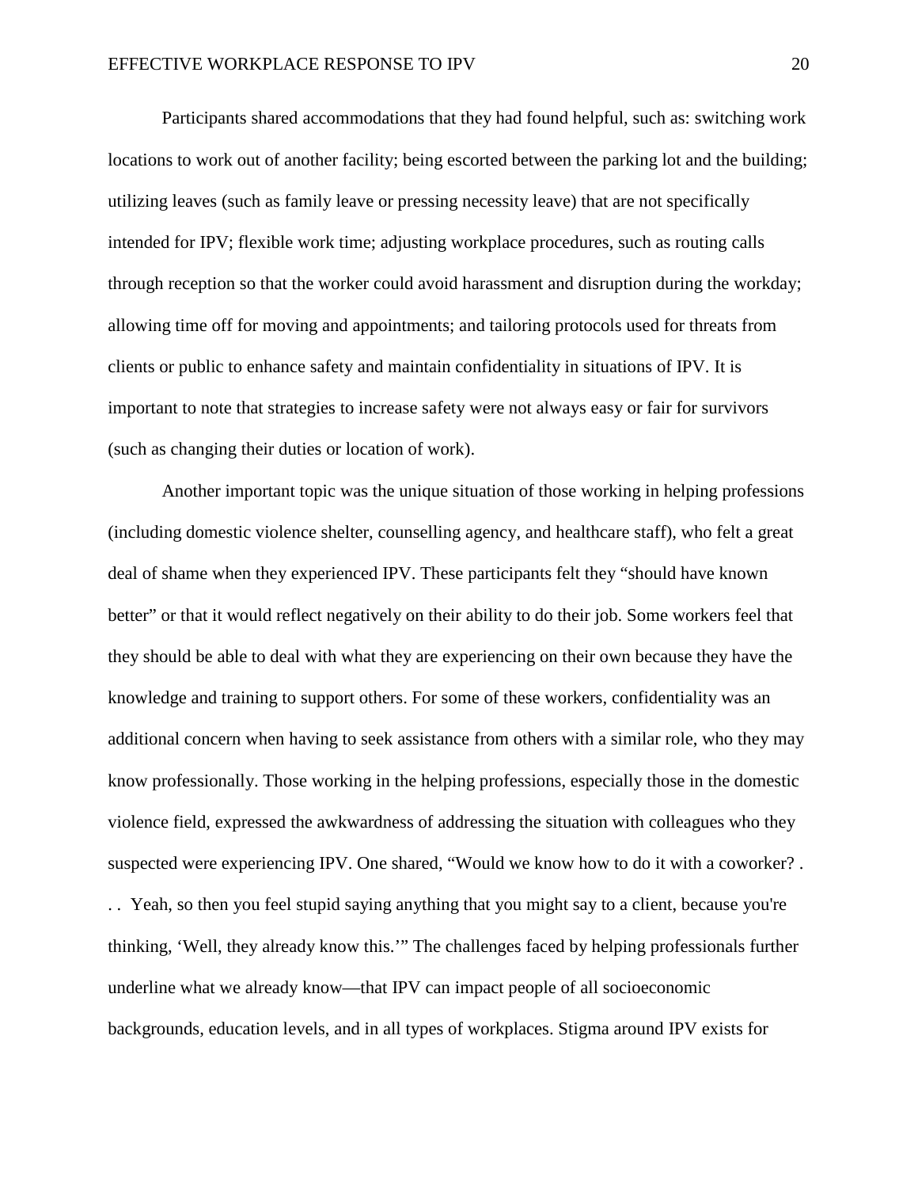Participants shared accommodations that they had found helpful, such as: switching work locations to work out of another facility; being escorted between the parking lot and the building; utilizing leaves (such as family leave or pressing necessity leave) that are not specifically intended for IPV; flexible work time; adjusting workplace procedures, such as routing calls through reception so that the worker could avoid harassment and disruption during the workday; allowing time off for moving and appointments; and tailoring protocols used for threats from clients or public to enhance safety and maintain confidentiality in situations of IPV. It is important to note that strategies to increase safety were not always easy or fair for survivors (such as changing their duties or location of work).

Another important topic was the unique situation of those working in helping professions (including domestic violence shelter, counselling agency, and healthcare staff), who felt a great deal of shame when they experienced IPV. These participants felt they "should have known better" or that it would reflect negatively on their ability to do their job. Some workers feel that they should be able to deal with what they are experiencing on their own because they have the knowledge and training to support others. For some of these workers, confidentiality was an additional concern when having to seek assistance from others with a similar role, who they may know professionally. Those working in the helping professions, especially those in the domestic violence field, expressed the awkwardness of addressing the situation with colleagues who they suspected were experiencing IPV. One shared, "Would we know how to do it with a coworker? . . . Yeah, so then you feel stupid saying anything that you might say to a client, because you're thinking, 'Well, they already know this.'" The challenges faced by helping professionals further underline what we already know—that IPV can impact people of all socioeconomic backgrounds, education levels, and in all types of workplaces. Stigma around IPV exists for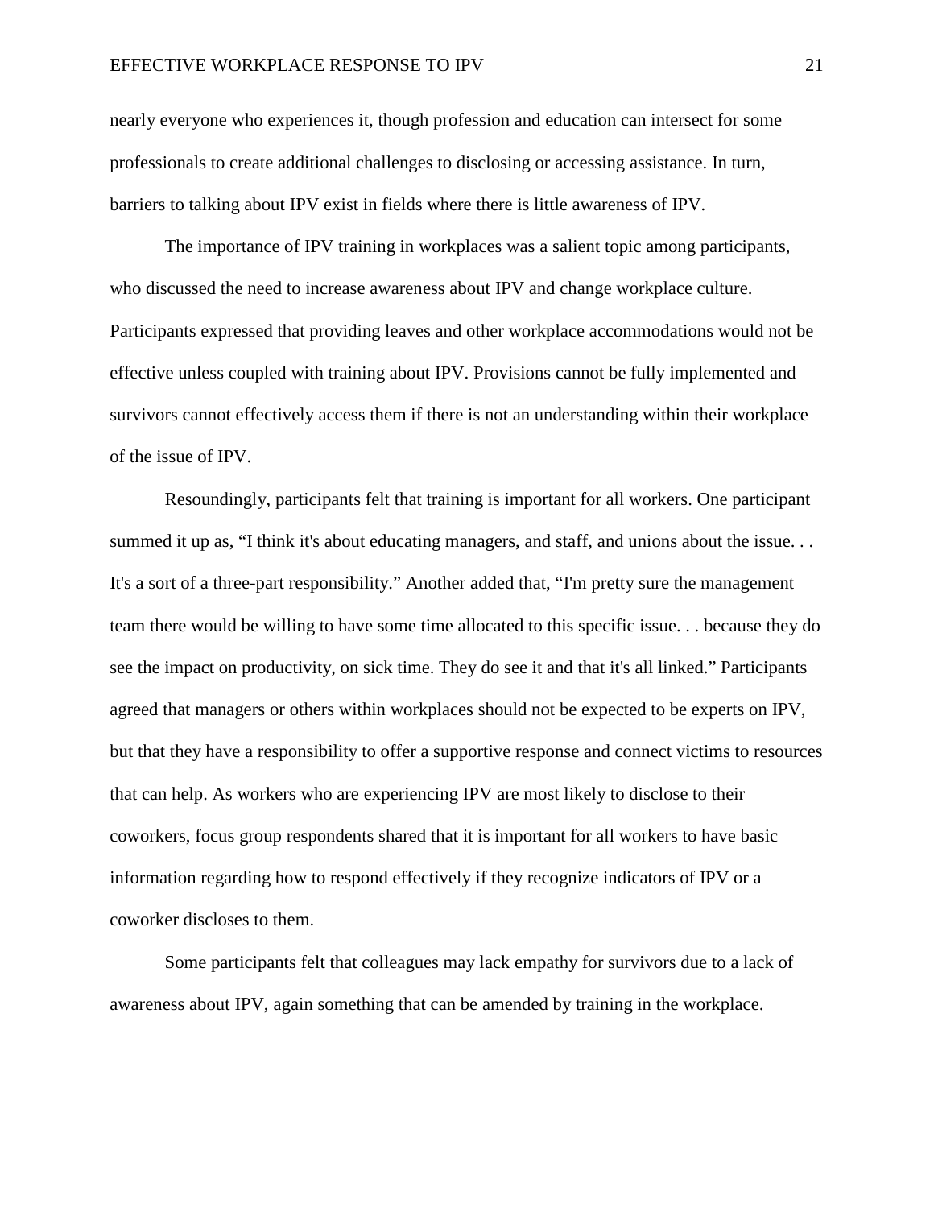nearly everyone who experiences it, though profession and education can intersect for some professionals to create additional challenges to disclosing or accessing assistance. In turn, barriers to talking about IPV exist in fields where there is little awareness of IPV.

The importance of IPV training in workplaces was a salient topic among participants, who discussed the need to increase awareness about IPV and change workplace culture. Participants expressed that providing leaves and other workplace accommodations would not be effective unless coupled with training about IPV. Provisions cannot be fully implemented and survivors cannot effectively access them if there is not an understanding within their workplace of the issue of IPV.

Resoundingly, participants felt that training is important for all workers. One participant summed it up as, “I think it's about educating managers, and staff, and unions about the issue. . . It's a sort of a three-part responsibility.” Another added that, “I'm pretty sure the management team there would be willing to have some time allocated to this specific issue. . . because they do see the impact on productivity, on sick time. They do see it and that it's all linked.” Participants agreed that managers or others within workplaces should not be expected to be experts on IPV, but that they have a responsibility to offer a supportive response and connect victims to resources that can help. As workers who are experiencing IPV are most likely to disclose to their coworkers, focus group respondents shared that it is important for all workers to have basic information regarding how to respond effectively if they recognize indicators of IPV or a coworker discloses to them.

Some participants felt that colleagues may lack empathy for survivors due to a lack of awareness about IPV, again something that can be amended by training in the workplace.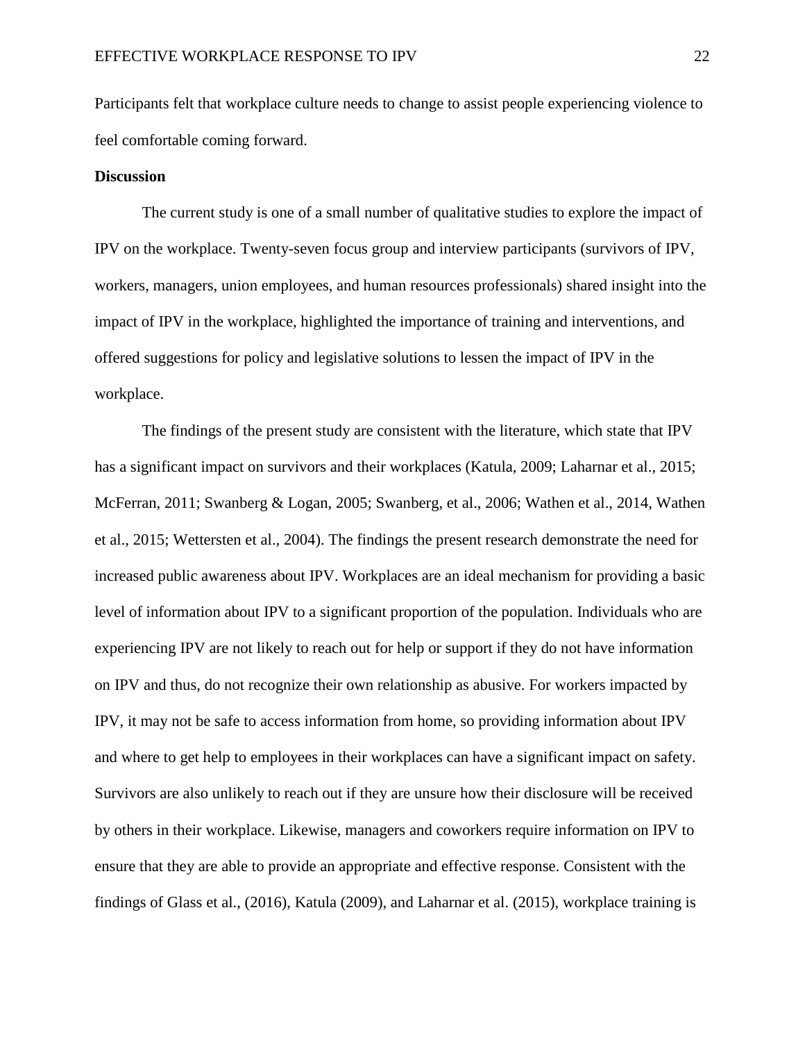Participants felt that workplace culture needs to change to assist people experiencing violence to feel comfortable coming forward.

**Discussion**

The current study is one of a small number of qualitative studies to explore the impact of IPV on the workplace. Twenty-seven focus group and interview participants (survivors of IPV, workers, managers, union employees, and human resources professionals) shared insight into the impact of IPV in the workplace, highlighted the importance of training and interventions, and offered suggestions for policy and legislative solutions to lessen the impact of IPV in the workplace.

The findings of the present study are consistent with the literature, which state that IPV has a significant impact on survivors and their workplaces (Katula, 2009; Laharnar et al., 2015; McFerran, 2011; Swanberg & Logan, 2005; Swanberg, et al., 2006; Wathen et al., 2014, Wathen et al., 2015; Wettersten et al., 2004). The findings the present research demonstrate the need for increased public awareness about IPV. Workplaces are an ideal mechanism for providing a basic level of information about IPV to a significant proportion of the population. Individuals who are experiencing IPV are not likely to reach out for help or support if they do not have information on IPV and thus, do not recognize their own relationship as abusive. For workers impacted by IPV, it may not be safe to access information from home, so providing information about IPV and where to get help to employees in their workplaces can have a significant impact on safety. Survivors are also unlikely to reach out if they are unsure how their disclosure will be received by others in their workplace. Likewise, managers and coworkers require information on IPV to ensure that they are able to provide an appropriate and effective response. Consistent with the findings of Glass et al., (2016), Katula (2009), and Laharnar et al. (2015), workplace training is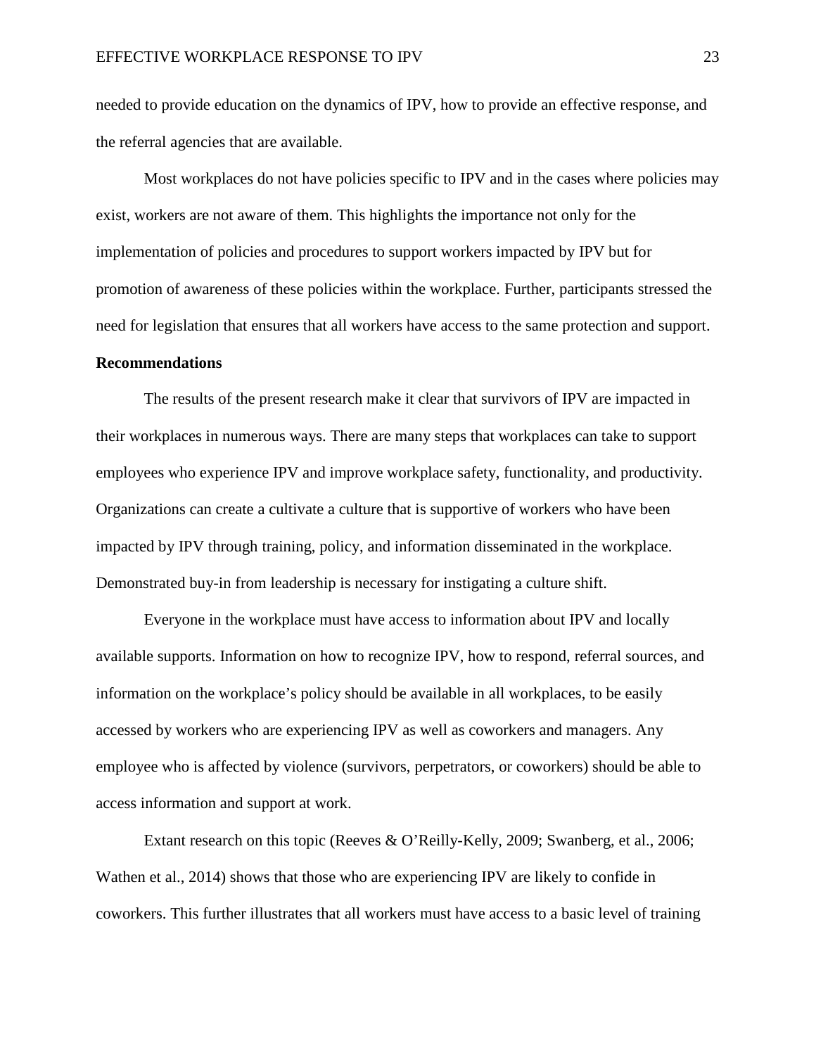needed to provide education on the dynamics of IPV, how to provide an effective response, and the referral agencies that are available.

Most workplaces do not have policies specific to IPV and in the cases where policies may exist, workers are not aware of them. This highlights the importance not only for the implementation of policies and procedures to support workers impacted by IPV but for promotion of awareness of these policies within the workplace. Further, participants stressed the need for legislation that ensures that all workers have access to the same protection and support.

## Recommendations

The results of the present research make it clear that survivors of IPV are impacted in their workplaces in numerous ways. There are many steps that workplaces can take to support employees who experience IPV and improve workplace safety, functionality, and productivity. Organizations can create a cultivate a culture that is supportive of workers who have been impacted by IPV through training, policy, and information disseminated in the workplace. Demonstrated buy-in from leadership is necessary for instigating a culture shift.

Everyone in the workplace must have access to information about IPV and locally available supports. Information on how to recognize IPV, how to respond, referral sources, and information on the workplace's policy should be available in all workplaces, to be easily accessed by workers who are experiencing IPV as well as coworkers and managers. Any employee who is affected by violence (survivors, perpetrators, or coworkers) should be able to access information and support at work.

Extant research on this topic (Reeves & O'Reilly-Kelly, 2009; Swanberg, et al., 2006; Wathen et al., 2014) shows that those who are experiencing IPV are likely to confide in coworkers. This further illustrates that all workers must have access to a basic level of training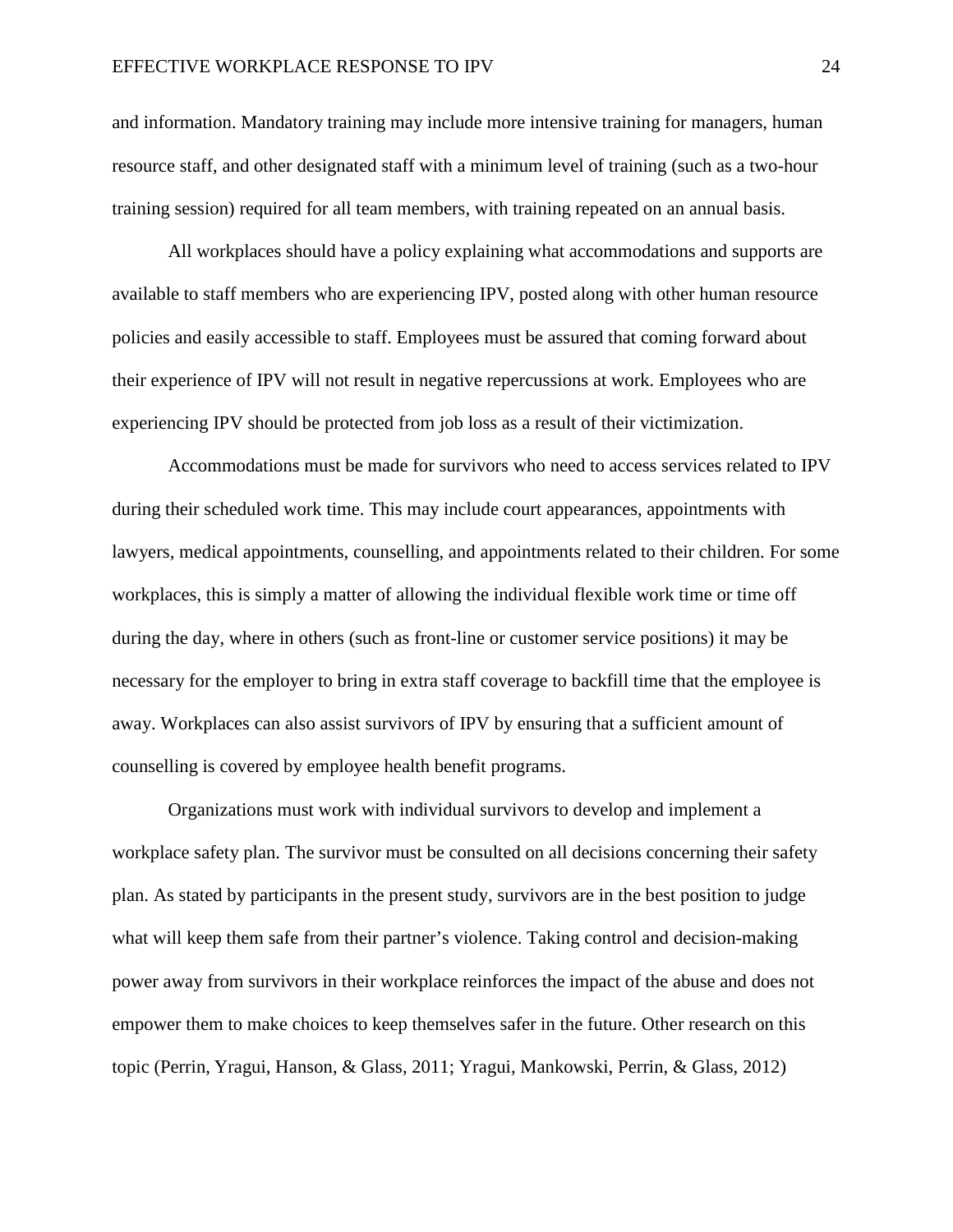and information. Mandatory training may include more intensive training for managers, human resource staff, and other designated staff with a minimum level of training (such as a two-hour training session) required for all team members, with training repeated on an annual basis.

All workplaces should have a policy explaining what accommodations and supports are available to staff members who are experiencing IPV, posted along with other human resource policies and easily accessible to staff. Employees must be assured that coming forward about their experience of IPV will not result in negative repercussions at work. Employees who are experiencing IPV should be protected from job loss as a result of their victimization.

Accommodations must be made for survivors who need to access services related to IPV during their scheduled work time. This may include court appearances, appointments with lawyers, medical appointments, counselling, and appointments related to their children. For some workplaces, this is simply a matter of allowing the individual flexible work time or time off during the day, where in others (such as front-line or customer service positions) it may be necessary for the employer to bring in extra staff coverage to backfill time that the employee is away. Workplaces can also assist survivors of IPV by ensuring that a sufficient amount of counselling is covered by employee health benefit programs.

Organizations must work with individual survivors to develop and implement a workplace safety plan. The survivor must be consulted on all decisions concerning their safety plan. As stated by participants in the present study, survivors are in the best position to judge what will keep them safe from their partner's violence. Taking control and decision-making power away from survivors in their workplace reinforces the impact of the abuse and does not empower them to make choices to keep themselves safer in the future. Other research on this topic (Perrin, Yragui, Hanson, & Glass, 2011; Yragui, Mankowski, Perrin, & Glass, 2012)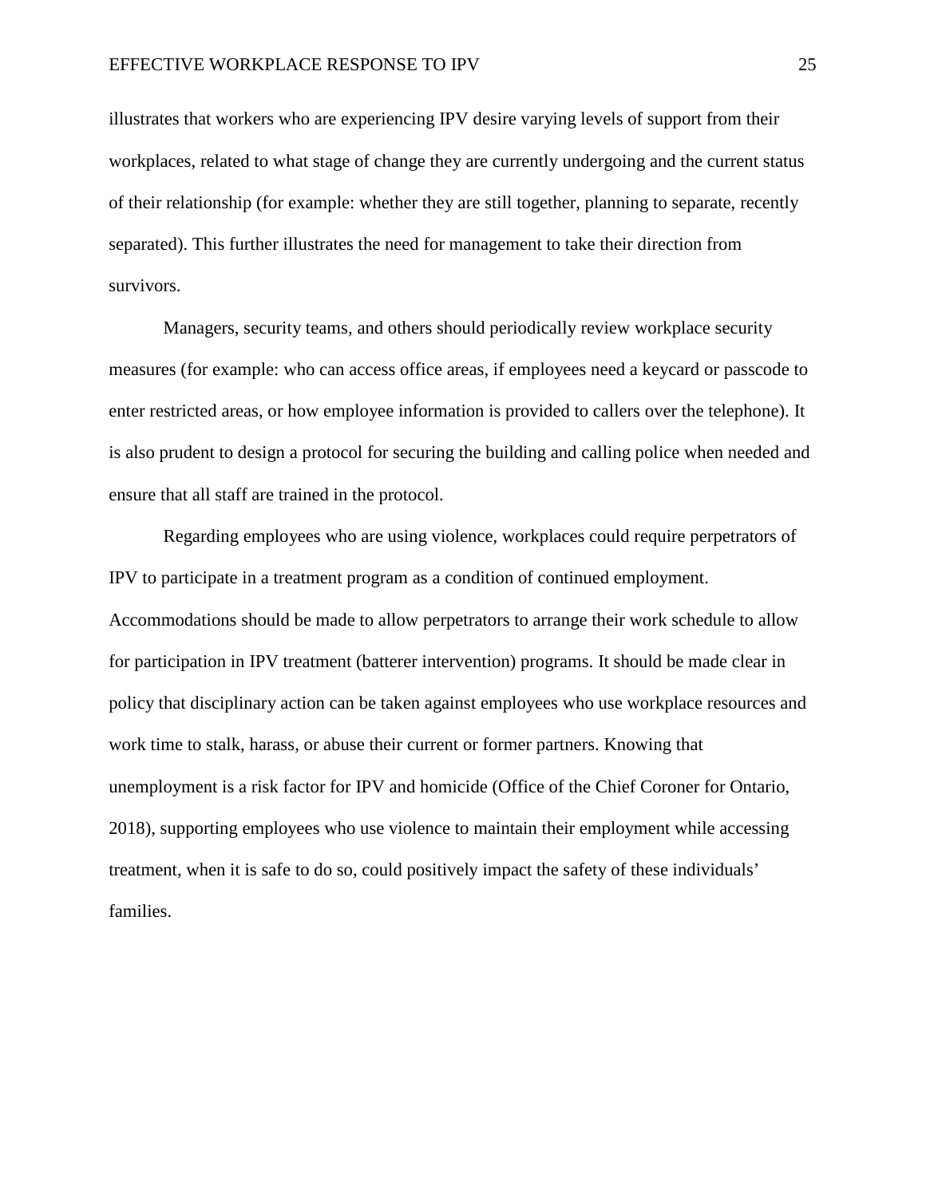illustrates that workers who are experiencing IPV desire varying levels of support from their workplaces, related to what stage of change they are currently undergoing and the current status of their relationship (for example: whether they are still together, planning to separate, recently separated). This further illustrates the need for management to take their direction from survivors.

Managers, security teams, and others should periodically review workplace security measures (for example: who can access office areas, if employees need a keycard or passcode to enter restricted areas, or how employee information is provided to callers over the telephone). It is also prudent to design a protocol for securing the building and calling police when needed and ensure that all staff are trained in the protocol.

Regarding employees who are using violence, workplaces could require perpetrators of IPV to participate in a treatment program as a condition of continued employment. Accommodations should be made to allow perpetrators to arrange their work schedule to allow for participation in IPV treatment (batterer intervention) programs. It should be made clear in policy that disciplinary action can be taken against employees who use workplace resources and work time to stalk, harass, or abuse their current or former partners. Knowing that unemployment is a risk factor for IPV and homicide (Office of the Chief Coroner for Ontario, 2018), supporting employees who use violence to maintain their employment while accessing treatment, when it is safe to do so, could positively impact the safety of these individuals' families.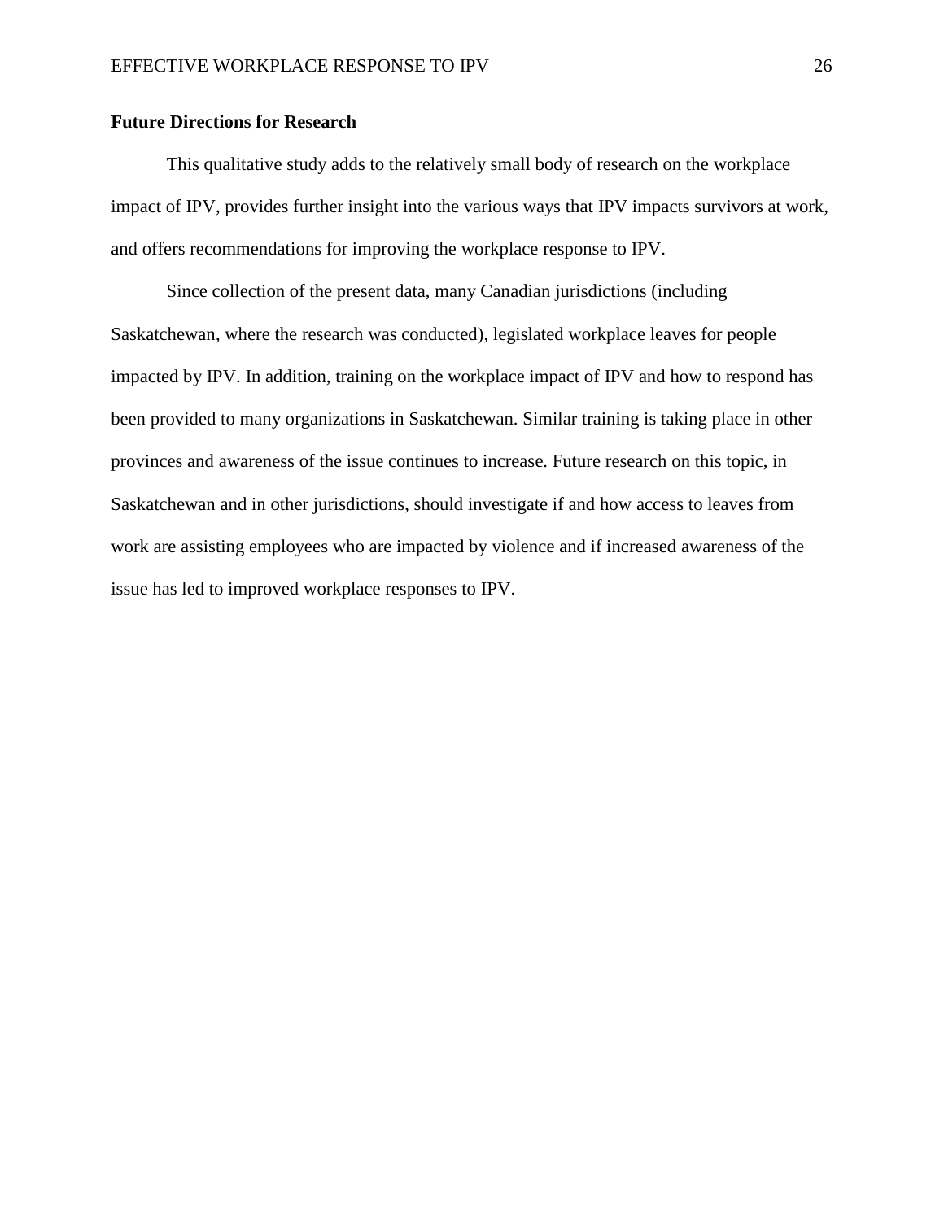## Future Directions for Research

This qualitative study adds to the relatively small body of research on the workplace impact of IPV, provides further insight into the various ways that IPV impacts survivors at work, and offers recommendations for improving the workplace response to IPV.

Since collection of the present data, many Canadian jurisdictions (including Saskatchewan, where the research was conducted), legislated workplace leaves for people impacted by IPV. In addition, training on the workplace impact of IPV and how to respond has been provided to many organizations in Saskatchewan. Similar training is taking place in other provinces and awareness of the issue continues to increase. Future research on this topic, in Saskatchewan and in other jurisdictions, should investigate if and how access to leaves from work are assisting employees who are impacted by violence and if increased awareness of the issue has led to improved workplace responses to IPV.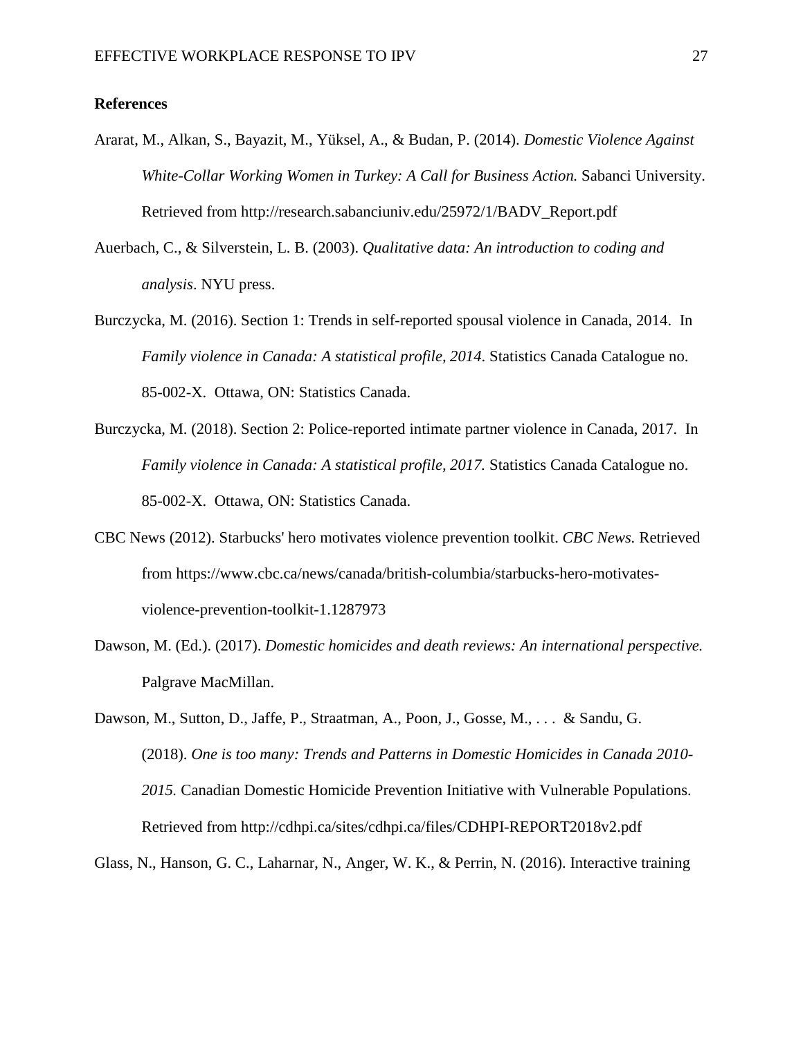**References**

Ararat, M., Alkan, S., Bayazit, M., Yüksel, A., & Budan, P. (2014). *Domestic Violence Against White-Collar Working Women in Turkey: A Call for Business Action.* Sabanci University. Retrieved from http://research.sabanciuniv.edu/25972/1/BADV_Report.pdf

Auerbach, C., & Silverstein, L. B. (2003). *Qualitative data: An introduction to coding and analysis*. NYU press.

Burczycka, M. (2016). Section 1: Trends in self-reported spousal violence in Canada, 2014. In *Family violence in Canada: A statistical profile, 2014*. Statistics Canada Catalogue no. 85-002-X. Ottawa, ON: Statistics Canada.

Burczycka, M. (2018). Section 2: Police-reported intimate partner violence in Canada, 2017. In *Family violence in Canada: A statistical profile, 2017.* Statistics Canada Catalogue no. 85-002-X. Ottawa, ON: Statistics Canada.

CBC News (2012). Starbucks' hero motivates violence prevention toolkit. *CBC News.* Retrieved from https://www.cbc.ca/news/canada/british-columbia/starbucks-hero-motivates-violence-prevention-toolkit-1.1287973

Dawson, M. (Ed.). (2017). *Domestic homicides and death reviews: An international perspective.* Palgrave MacMillan.

Dawson, M., Sutton, D., Jaffe, P., Straatman, A., Poon, J., Gosse, M., . . . & Sandu, G. (2018). *One is too many: Trends and Patterns in Domestic Homicides in Canada 2010-2015.* Canadian Domestic Homicide Prevention Initiative with Vulnerable Populations. Retrieved from http://cdhpi.ca/sites/cdhpi.ca/files/CDHPI-REPORT2018v2.pdf

Glass, N., Hanson, G. C., Laharnar, N., Anger, W. K., & Perrin, N. (2016). Interactive training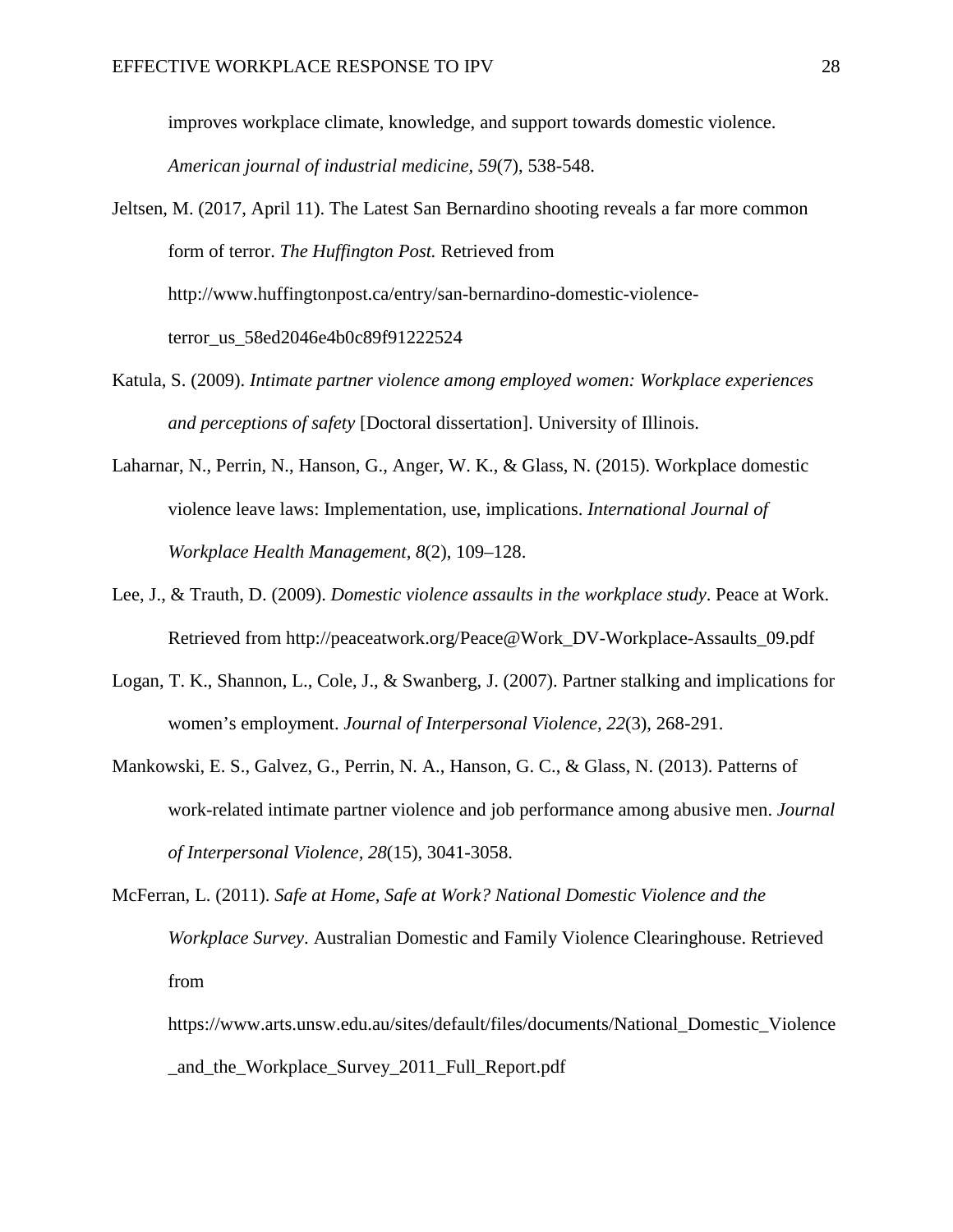improves workplace climate, knowledge, and support towards domestic violence. *American journal of industrial medicine, 59*(7), 538-548.

Jeltsen, M. (2017, April 11). The Latest San Bernardino shooting reveals a far more common form of terror. *The Huffington Post.* Retrieved from http://www.huffingtonpost.ca/entry/san-bernardino-domestic-violence-terror_us_58ed2046e4b0c89f91222524

Katula, S. (2009). *Intimate partner violence among employed women: Workplace experiences and perceptions of safety* [Doctoral dissertation]. University of Illinois.

Laharnar, N., Perrin, N., Hanson, G., Anger, W. K., & Glass, N. (2015). Workplace domestic violence leave laws: Implementation, use, implications. *International Journal of Workplace Health Management, 8*(2), 109–128.

Lee, J., & Trauth, D. (2009). *Domestic violence assaults in the workplace study*. Peace at Work. Retrieved from http://peaceatwork.org/Peace@Work_DV-Workplace-Assaults_09.pdf

Logan, T. K., Shannon, L., Cole, J., & Swanberg, J. (2007). Partner stalking and implications for women's employment. *Journal of Interpersonal Violence, 22*(3), 268-291.

Mankowski, E. S., Galvez, G., Perrin, N. A., Hanson, G. C., & Glass, N. (2013). Patterns of work-related intimate partner violence and job performance among abusive men. *Journal of Interpersonal Violence, 28*(15), 3041-3058.

McFerran, L. (2011). *Safe at Home, Safe at Work? National Domestic Violence and the Workplace Survey*. Australian Domestic and Family Violence Clearinghouse. Retrieved from https://www.arts.unsw.edu.au/sites/default/files/documents/National_Domestic_Violence_and_the_Workplace_Survey_2011_Full_Report.pdf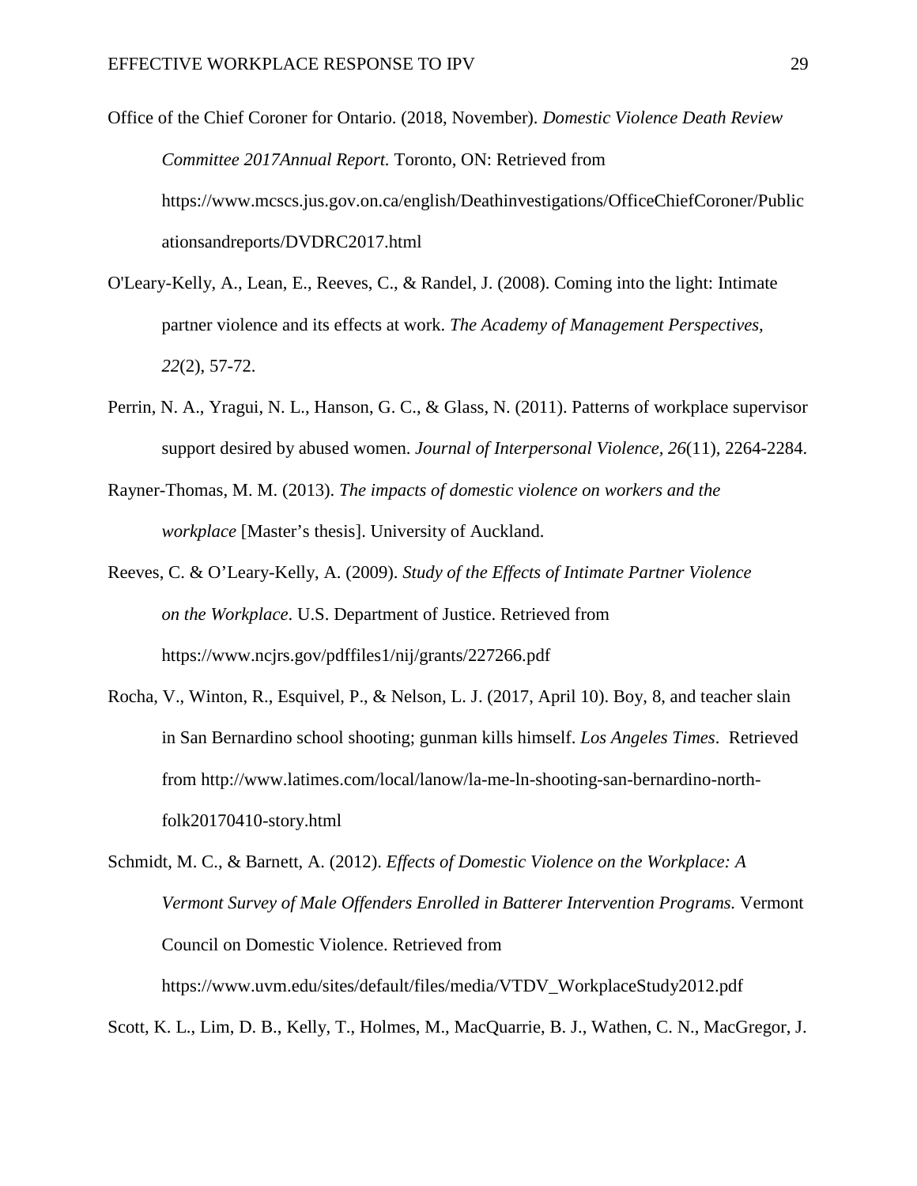Office of the Chief Coroner for Ontario. (2018, November). *Domestic Violence Death Review Committee 2017Annual Report.* Toronto, ON: Retrieved from https://www.mcscs.jus.gov.on.ca/english/Deathinvestigations/OfficeChiefCoroner/Publicationsandreports/DVDRC2017.html

O'Leary-Kelly, A., Lean, E., Reeves, C., & Randel, J. (2008). Coming into the light: Intimate partner violence and its effects at work. *The Academy of Management Perspectives, 22*(2), 57-72.

Perrin, N. A., Yragui, N. L., Hanson, G. C., & Glass, N. (2011). Patterns of workplace supervisor support desired by abused women. *Journal of Interpersonal Violence, 26*(11), 2264-2284.

Rayner-Thomas, M. M. (2013). *The impacts of domestic violence on workers and the workplace* [Master's thesis]. University of Auckland.

Reeves, C. & O'Leary-Kelly, A. (2009). *Study of the Effects of Intimate Partner Violence on the Workplace*. U.S. Department of Justice. Retrieved from https://www.ncjrs.gov/pdffiles1/nij/grants/227266.pdf

Rocha, V., Winton, R., Esquivel, P., & Nelson, L. J. (2017, April 10). Boy, 8, and teacher slain in San Bernardino school shooting; gunman kills himself. *Los Angeles Times*. Retrieved from http://www.latimes.com/local/lanow/la-me-ln-shooting-san-bernardino-north-folk20170410-story.html

Schmidt, M. C., & Barnett, A. (2012). *Effects of Domestic Violence on the Workplace: A Vermont Survey of Male Offenders Enrolled in Batterer Intervention Programs.* Vermont Council on Domestic Violence. Retrieved from https://www.uvm.edu/sites/default/files/media/VTDV_WorkplaceStudy2012.pdf

Scott, K. L., Lim, D. B., Kelly, T., Holmes, M., MacQuarrie, B. J., Wathen, C. N., MacGregor, J.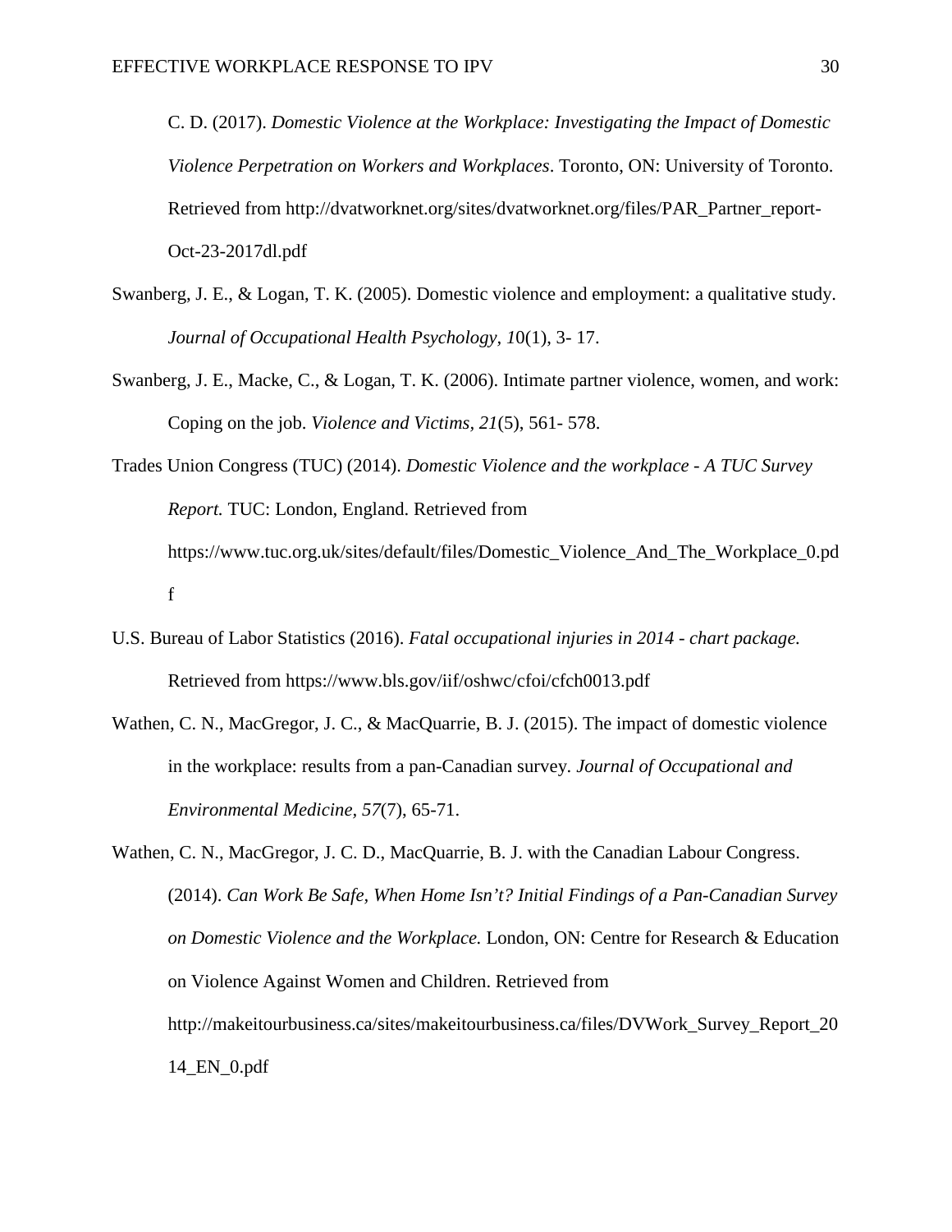C. D. (2017). *Domestic Violence at the Workplace: Investigating the Impact of Domestic Violence Perpetration on Workers and Workplaces*. Toronto, ON: University of Toronto. Retrieved from http://dvatworknet.org/sites/dvatworknet.org/files/PAR_Partner_report-Oct-23-2017dl.pdf

Swanberg, J. E., & Logan, T. K. (2005). Domestic violence and employment: a qualitative study. *Journal of Occupational Health Psychology*, *1*0(1), 3- 17.

Swanberg, J. E., Macke, C., & Logan, T. K. (2006). Intimate partner violence, women, and work: Coping on the job. *Violence and Victims, 21*(5), 561- 578.

Trades Union Congress (TUC) (2014). *Domestic Violence and the workplace - A TUC Survey Report.* TUC: London, England. Retrieved from https://www.tuc.org.uk/sites/default/files/Domestic_Violence_And_The_Workplace_0.pdf

U.S. Bureau of Labor Statistics (2016). *Fatal occupational injuries in 2014 - chart package.* Retrieved from https://www.bls.gov/iif/oshwc/cfoi/cfch0013.pdf

Wathen, C. N., MacGregor, J. C., & MacQuarrie, B. J. (2015). The impact of domestic violence in the workplace: results from a pan-Canadian survey. *Journal of Occupational and Environmental Medicine, 57*(7), 65-71.

Wathen, C. N., MacGregor, J. C. D., MacQuarrie, B. J. with the Canadian Labour Congress. (2014). *Can Work Be Safe, When Home Isn't? Initial Findings of a Pan-Canadian Survey on Domestic Violence and the Workplace.* London, ON: Centre for Research & Education on Violence Against Women and Children. Retrieved from http://makeitourbusiness.ca/sites/makeitourbusiness.ca/files/DVWork_Survey_Report_2014_EN_0.pdf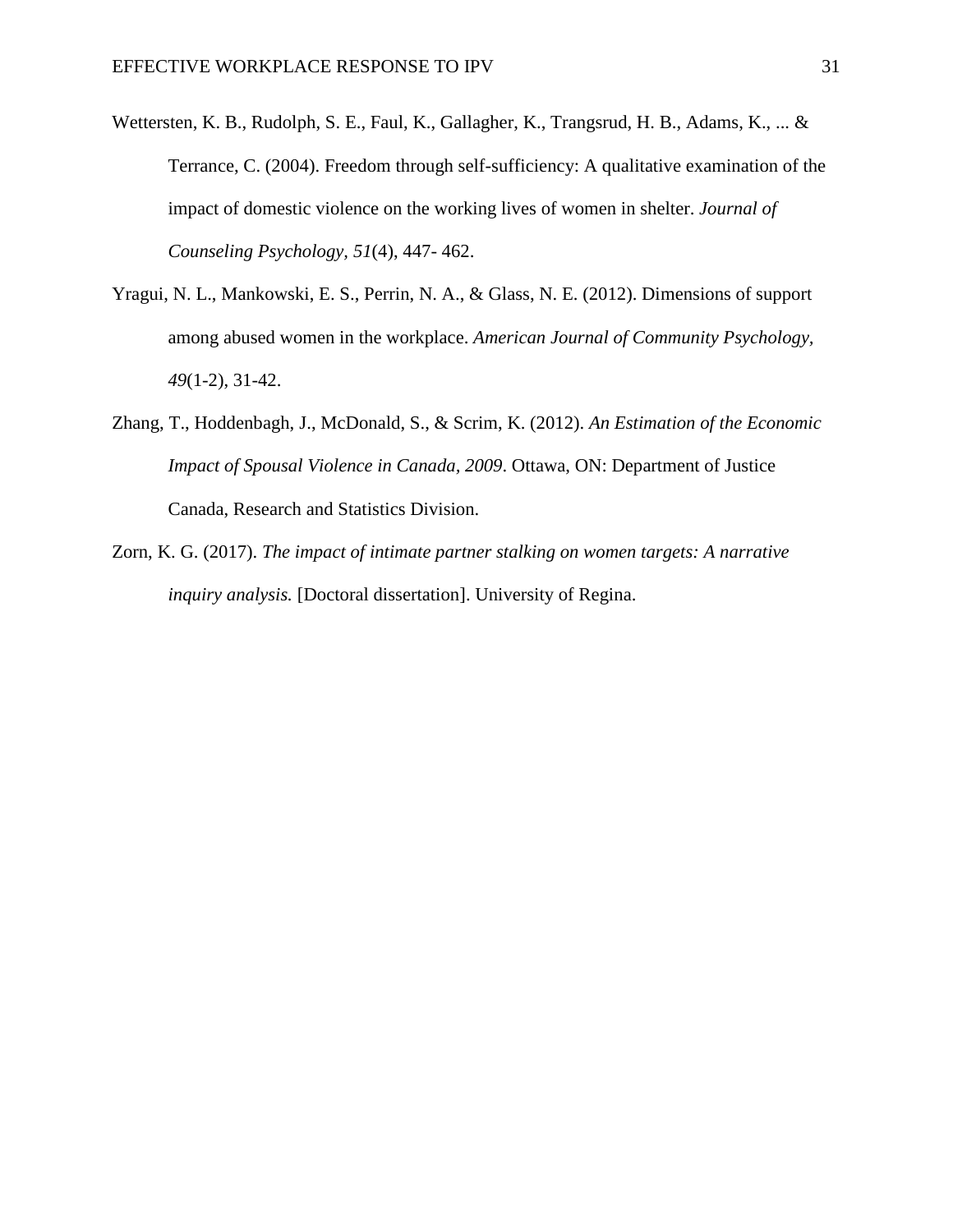Wettersten, K. B., Rudolph, S. E., Faul, K., Gallagher, K., Trangsrud, H. B., Adams, K., ... & Terrance, C. (2004). Freedom through self-sufficiency: A qualitative examination of the impact of domestic violence on the working lives of women in shelter. *Journal of Counseling Psychology*, *51*(4), 447- 462.

Yragui, N. L., Mankowski, E. S., Perrin, N. A., & Glass, N. E. (2012). Dimensions of support among abused women in the workplace. *American Journal of Community Psychology*, *49*(1-2), 31-42.

Zhang, T., Hoddenbagh, J., McDonald, S., & Scrim, K. (2012). *An Estimation of the Economic Impact of Spousal Violence in Canada, 2009*. Ottawa, ON: Department of Justice Canada, Research and Statistics Division.

Zorn, K. G. (2017). *The impact of intimate partner stalking on women targets: A narrative inquiry analysis.* [Doctoral dissertation]. University of Regina.